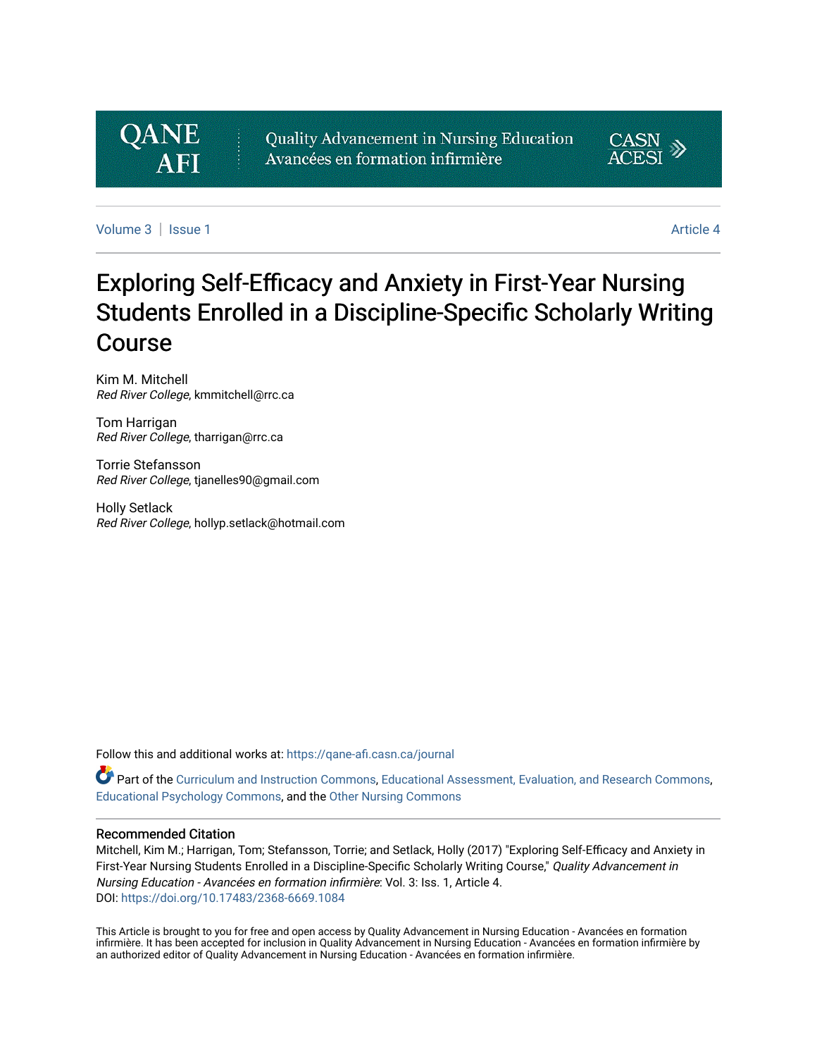Quality Advancement in Nursing Education
Avancées en formation infirmière

Volume 3 | Issue 1 Article 4

# Exploring Self-Efficacy and Anxiety in First-Year Nursing Students Enrolled in a Discipline-Specific Scholarly Writing Course

Kim M. Mitchell
*Red River College*, kmmitchell@rrc.ca

Tom Harrigan
*Red River College*, tharrigan@rrc.ca

Torrie Stefansson
*Red River College*, tjanelles90@gmail.com

Holly Setlack
*Red River College*, hollyp.setlack@hotmail.com

Follow this and additional works at: https://qane-afi.casn.ca/journal

Part of the Curriculum and Instruction Commons, Educational Assessment, Evaluation, and Research Commons, Educational Psychology Commons, and the Other Nursing Commons

## Recommended Citation

Mitchell, Kim M.; Harrigan, Tom; Stefansson, Torrie; and Setlack, Holly (2017) "Exploring Self-Efficacy and Anxiety in First-Year Nursing Students Enrolled in a Discipline-Specific Scholarly Writing Course," *Quality Advancement in Nursing Education - Avancées en formation infirmière*: Vol. 3: Iss. 1, Article 4.
DOI: https://doi.org/10.17483/2368-6669.1084

This Article is brought to you for free and open access by Quality Advancement in Nursing Education - Avancées en formation infirmière. It has been accepted for inclusion in Quality Advancement in Nursing Education - Avancées en formation infirmière by an authorized editor of Quality Advancement in Nursing Education - Avancées en formation infirmière.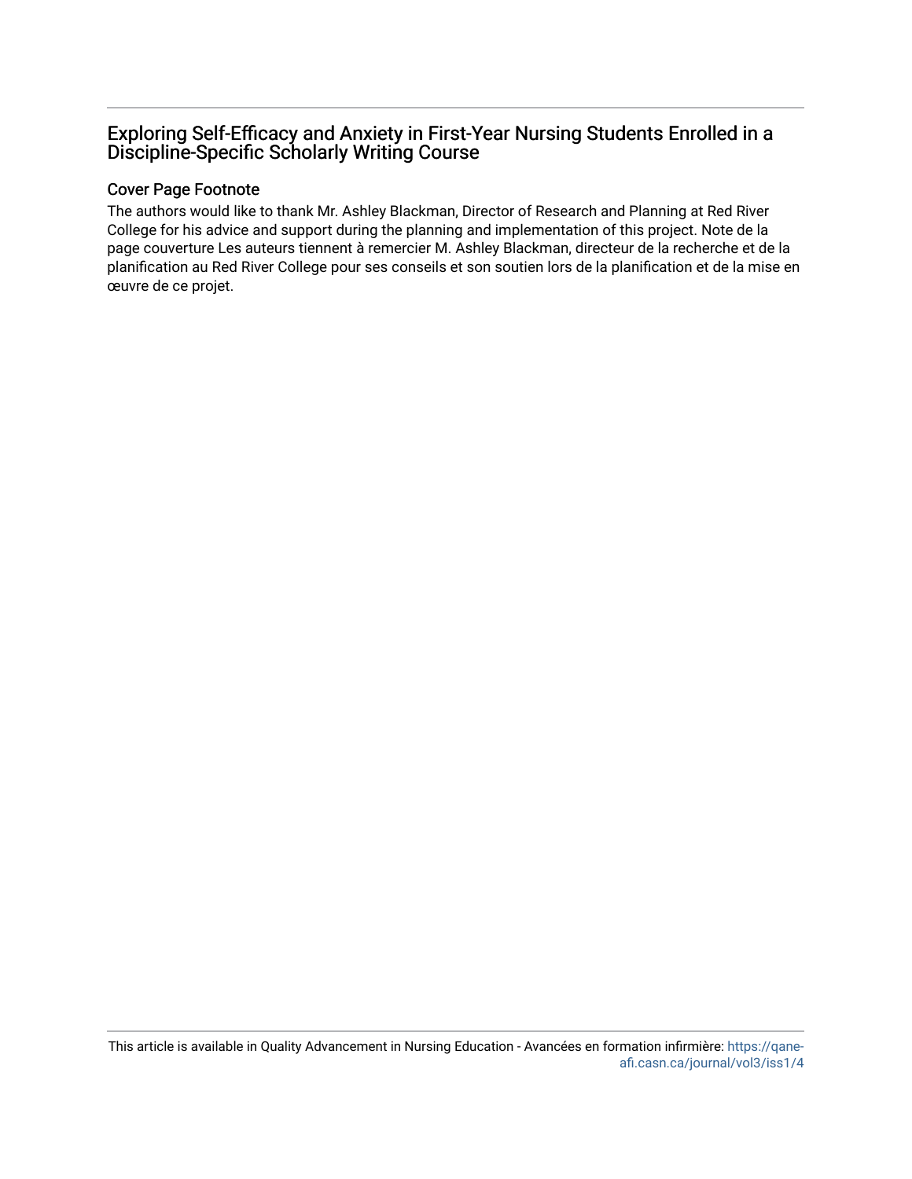# Exploring Self-Efficacy and Anxiety in First-Year Nursing Students Enrolled in a Discipline-Specific Scholarly Writing Course

## Cover Page Footnote

The authors would like to thank Mr. Ashley Blackman, Director of Research and Planning at Red River College for his advice and support during the planning and implementation of this project. Note de la page couverture Les auteurs tiennent à remercier M. Ashley Blackman, directeur de la recherche et de la planification au Red River College pour ses conseils et son soutien lors de la planification et de la mise en œuvre de ce projet.

This article is available in Quality Advancement in Nursing Education - Avancées en formation infirmière: https://qane-afi.casn.ca/journal/vol3/iss1/4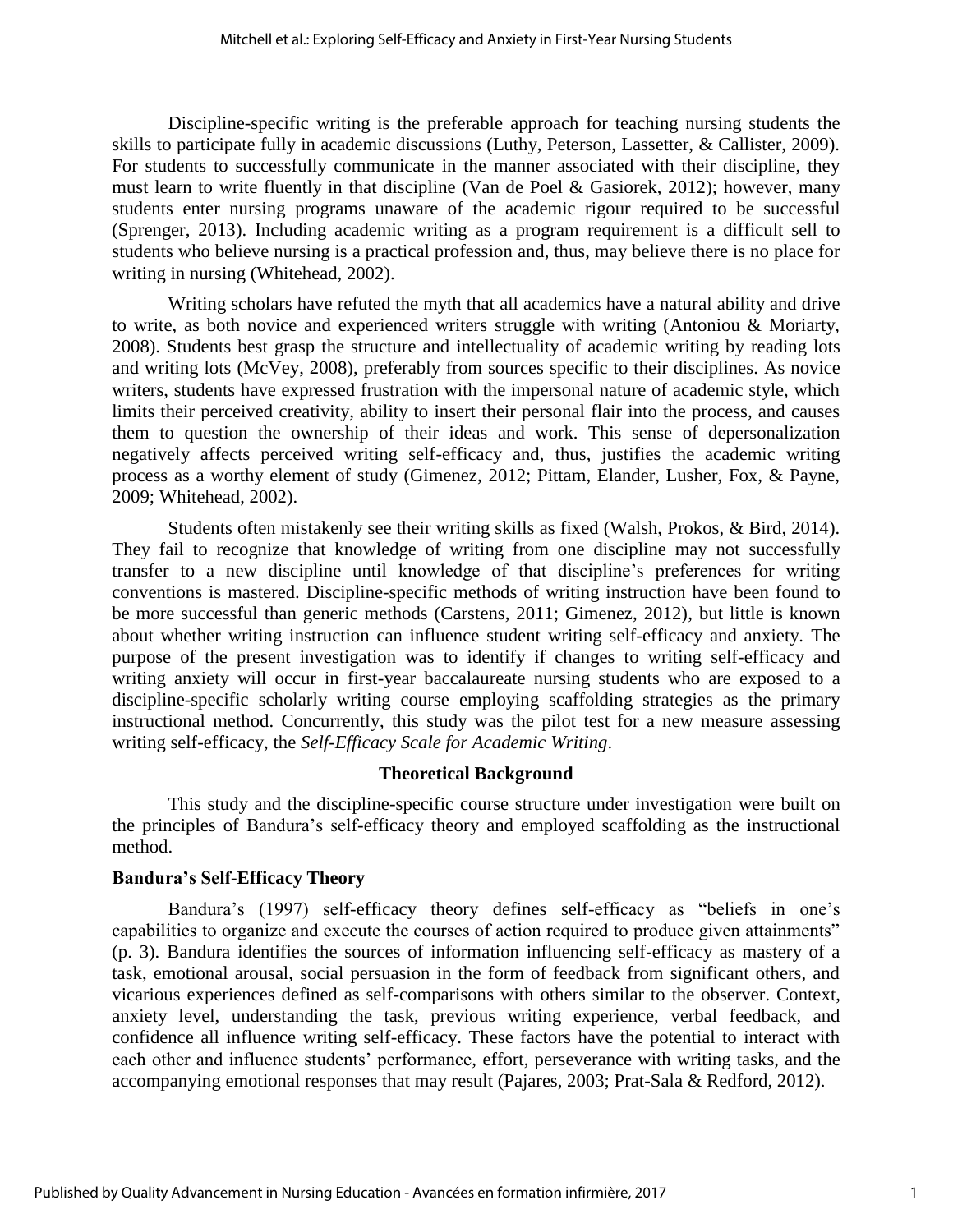Discipline-specific writing is the preferable approach for teaching nursing students the skills to participate fully in academic discussions (Luthy, Peterson, Lassetter, & Callister, 2009). For students to successfully communicate in the manner associated with their discipline, they must learn to write fluently in that discipline (Van de Poel & Gasiorek, 2012); however, many students enter nursing programs unaware of the academic rigour required to be successful (Sprenger, 2013). Including academic writing as a program requirement is a difficult sell to students who believe nursing is a practical profession and, thus, may believe there is no place for writing in nursing (Whitehead, 2002).

Writing scholars have refuted the myth that all academics have a natural ability and drive to write, as both novice and experienced writers struggle with writing (Antoniou & Moriarty, 2008). Students best grasp the structure and intellectuality of academic writing by reading lots and writing lots (McVey, 2008), preferably from sources specific to their disciplines. As novice writers, students have expressed frustration with the impersonal nature of academic style, which limits their perceived creativity, ability to insert their personal flair into the process, and causes them to question the ownership of their ideas and work. This sense of depersonalization negatively affects perceived writing self-efficacy and, thus, justifies the academic writing process as a worthy element of study (Gimenez, 2012; Pittam, Elander, Lusher, Fox, & Payne, 2009; Whitehead, 2002).

Students often mistakenly see their writing skills as fixed (Walsh, Prokos, & Bird, 2014). They fail to recognize that knowledge of writing from one discipline may not successfully transfer to a new discipline until knowledge of that discipline's preferences for writing conventions is mastered. Discipline-specific methods of writing instruction have been found to be more successful than generic methods (Carstens, 2011; Gimenez, 2012), but little is known about whether writing instruction can influence student writing self-efficacy and anxiety. The purpose of the present investigation was to identify if changes to writing self-efficacy and writing anxiety will occur in first-year baccalaureate nursing students who are exposed to a discipline-specific scholarly writing course employing scaffolding strategies as the primary instructional method. Concurrently, this study was the pilot test for a new measure assessing writing self-efficacy, the *Self-Efficacy Scale for Academic Writing*.

## Theoretical Background

This study and the discipline-specific course structure under investigation were built on the principles of Bandura's self-efficacy theory and employed scaffolding as the instructional method.

### Bandura's Self-Efficacy Theory

Bandura's (1997) self-efficacy theory defines self-efficacy as "beliefs in one's capabilities to organize and execute the courses of action required to produce given attainments" (p. 3). Bandura identifies the sources of information influencing self-efficacy as mastery of a task, emotional arousal, social persuasion in the form of feedback from significant others, and vicarious experiences defined as self-comparisons with others similar to the observer. Context, anxiety level, understanding the task, previous writing experience, verbal feedback, and confidence all influence writing self-efficacy. These factors have the potential to interact with each other and influence students' performance, effort, perseverance with writing tasks, and the accompanying emotional responses that may result (Pajares, 2003; Prat-Sala & Redford, 2012).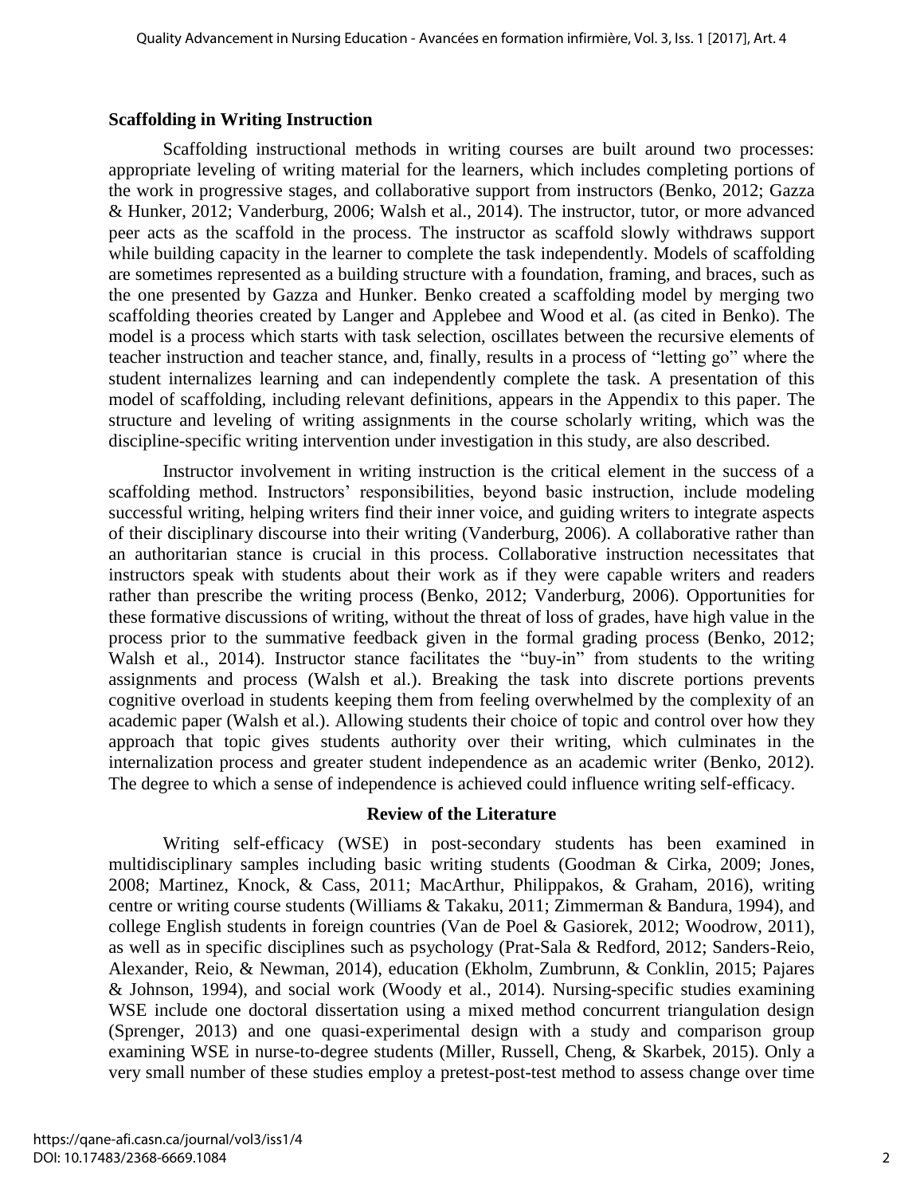## Scaffolding in Writing Instruction

Scaffolding instructional methods in writing courses are built around two processes: appropriate leveling of writing material for the learners, which includes completing portions of the work in progressive stages, and collaborative support from instructors (Benko, 2012; Gazza & Hunker, 2012; Vanderburg, 2006; Walsh et al., 2014). The instructor, tutor, or more advanced peer acts as the scaffold in the process. The instructor as scaffold slowly withdraws support while building capacity in the learner to complete the task independently. Models of scaffolding are sometimes represented as a building structure with a foundation, framing, and braces, such as the one presented by Gazza and Hunker. Benko created a scaffolding model by merging two scaffolding theories created by Langer and Applebee and Wood et al. (as cited in Benko). The model is a process which starts with task selection, oscillates between the recursive elements of teacher instruction and teacher stance, and, finally, results in a process of "letting go" where the student internalizes learning and can independently complete the task. A presentation of this model of scaffolding, including relevant definitions, appears in the Appendix to this paper. The structure and leveling of writing assignments in the course scholarly writing, which was the discipline-specific writing intervention under investigation in this study, are also described.

Instructor involvement in writing instruction is the critical element in the success of a scaffolding method. Instructors' responsibilities, beyond basic instruction, include modeling successful writing, helping writers find their inner voice, and guiding writers to integrate aspects of their disciplinary discourse into their writing (Vanderburg, 2006). A collaborative rather than an authoritarian stance is crucial in this process. Collaborative instruction necessitates that instructors speak with students about their work as if they were capable writers and readers rather than prescribe the writing process (Benko, 2012; Vanderburg, 2006). Opportunities for these formative discussions of writing, without the threat of loss of grades, have high value in the process prior to the summative feedback given in the formal grading process (Benko, 2012; Walsh et al., 2014). Instructor stance facilitates the "buy-in" from students to the writing assignments and process (Walsh et al.). Breaking the task into discrete portions prevents cognitive overload in students keeping them from feeling overwhelmed by the complexity of an academic paper (Walsh et al.). Allowing students their choice of topic and control over how they approach that topic gives students authority over their writing, which culminates in the internalization process and greater student independence as an academic writer (Benko, 2012). The degree to which a sense of independence is achieved could influence writing self-efficacy.

## Review of the Literature

Writing self-efficacy (WSE) in post-secondary students has been examined in multidisciplinary samples including basic writing students (Goodman & Cirka, 2009; Jones, 2008; Martinez, Knock, & Cass, 2011; MacArthur, Philippakos, & Graham, 2016), writing centre or writing course students (Williams & Takaku, 2011; Zimmerman & Bandura, 1994), and college English students in foreign countries (Van de Poel & Gasiorek, 2012; Woodrow, 2011), as well as in specific disciplines such as psychology (Prat-Sala & Redford, 2012; Sanders-Reio, Alexander, Reio, & Newman, 2014), education (Ekholm, Zumbrunn, & Conklin, 2015; Pajares & Johnson, 1994), and social work (Woody et al., 2014). Nursing-specific studies examining WSE include one doctoral dissertation using a mixed method concurrent triangulation design (Sprenger, 2013) and one quasi-experimental design with a study and comparison group examining WSE in nurse-to-degree students (Miller, Russell, Cheng, & Skarbek, 2015). Only a very small number of these studies employ a pretest-post-test method to assess change over time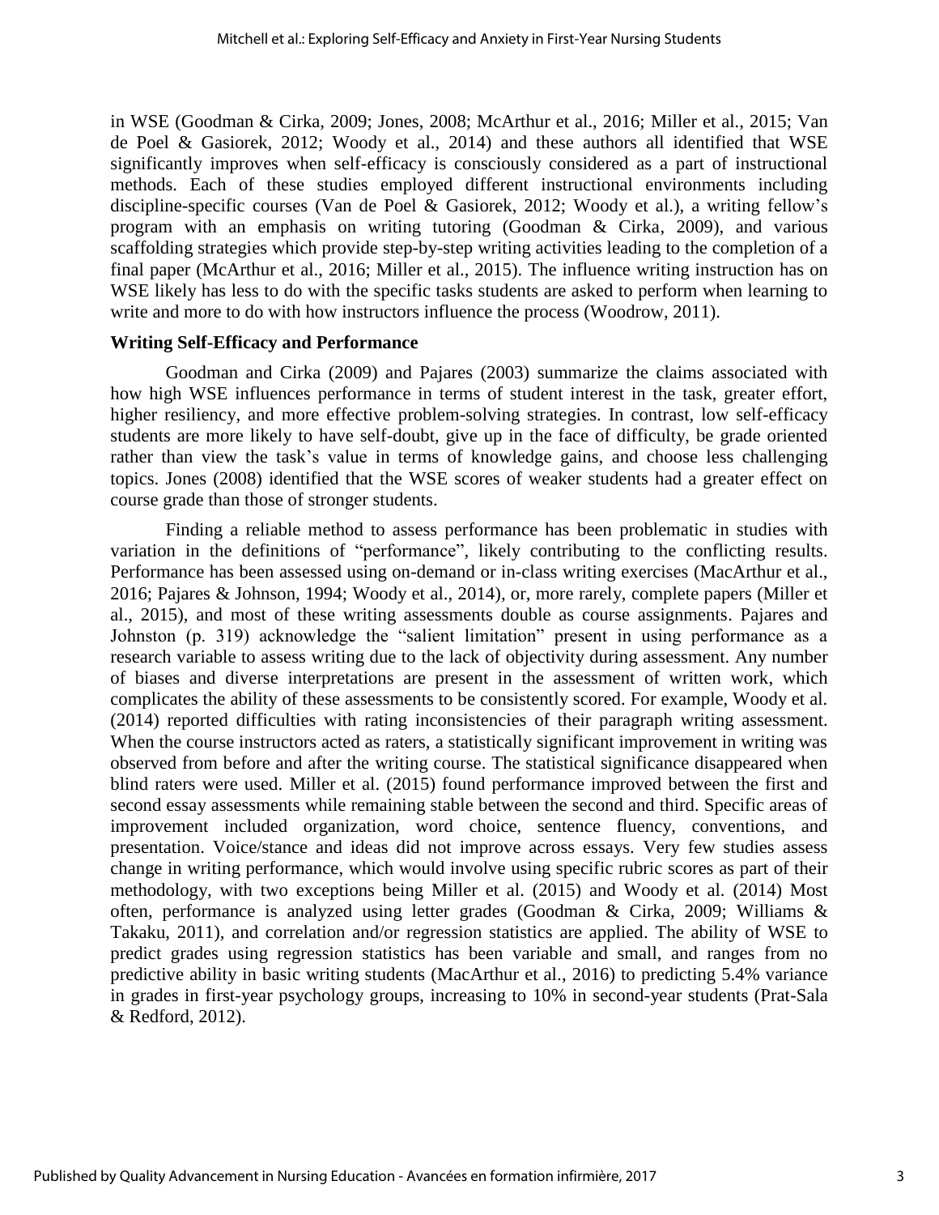in WSE (Goodman & Cirka, 2009; Jones, 2008; McArthur et al., 2016; Miller et al., 2015; Van de Poel & Gasiorek, 2012; Woody et al., 2014) and these authors all identified that WSE significantly improves when self-efficacy is consciously considered as a part of instructional methods. Each of these studies employed different instructional environments including discipline-specific courses (Van de Poel & Gasiorek, 2012; Woody et al.), a writing fellow's program with an emphasis on writing tutoring (Goodman & Cirka, 2009), and various scaffolding strategies which provide step-by-step writing activities leading to the completion of a final paper (McArthur et al., 2016; Miller et al., 2015). The influence writing instruction has on WSE likely has less to do with the specific tasks students are asked to perform when learning to write and more to do with how instructors influence the process (Woodrow, 2011).

### Writing Self-Efficacy and Performance

Goodman and Cirka (2009) and Pajares (2003) summarize the claims associated with how high WSE influences performance in terms of student interest in the task, greater effort, higher resiliency, and more effective problem-solving strategies. In contrast, low self-efficacy students are more likely to have self-doubt, give up in the face of difficulty, be grade oriented rather than view the task's value in terms of knowledge gains, and choose less challenging topics. Jones (2008) identified that the WSE scores of weaker students had a greater effect on course grade than those of stronger students.

Finding a reliable method to assess performance has been problematic in studies with variation in the definitions of "performance", likely contributing to the conflicting results. Performance has been assessed using on-demand or in-class writing exercises (MacArthur et al., 2016; Pajares & Johnson, 1994; Woody et al., 2014), or, more rarely, complete papers (Miller et al., 2015), and most of these writing assessments double as course assignments. Pajares and Johnston (p. 319) acknowledge the "salient limitation" present in using performance as a research variable to assess writing due to the lack of objectivity during assessment. Any number of biases and diverse interpretations are present in the assessment of written work, which complicates the ability of these assessments to be consistently scored. For example, Woody et al. (2014) reported difficulties with rating inconsistencies of their paragraph writing assessment. When the course instructors acted as raters, a statistically significant improvement in writing was observed from before and after the writing course. The statistical significance disappeared when blind raters were used. Miller et al. (2015) found performance improved between the first and second essay assessments while remaining stable between the second and third. Specific areas of improvement included organization, word choice, sentence fluency, conventions, and presentation. Voice/stance and ideas did not improve across essays. Very few studies assess change in writing performance, which would involve using specific rubric scores as part of their methodology, with two exceptions being Miller et al. (2015) and Woody et al. (2014) Most often, performance is analyzed using letter grades (Goodman & Cirka, 2009; Williams & Takaku, 2011), and correlation and/or regression statistics are applied. The ability of WSE to predict grades using regression statistics has been variable and small, and ranges from no predictive ability in basic writing students (MacArthur et al., 2016) to predicting 5.4% variance in grades in first-year psychology groups, increasing to 10% in second-year students (Prat-Sala & Redford, 2012).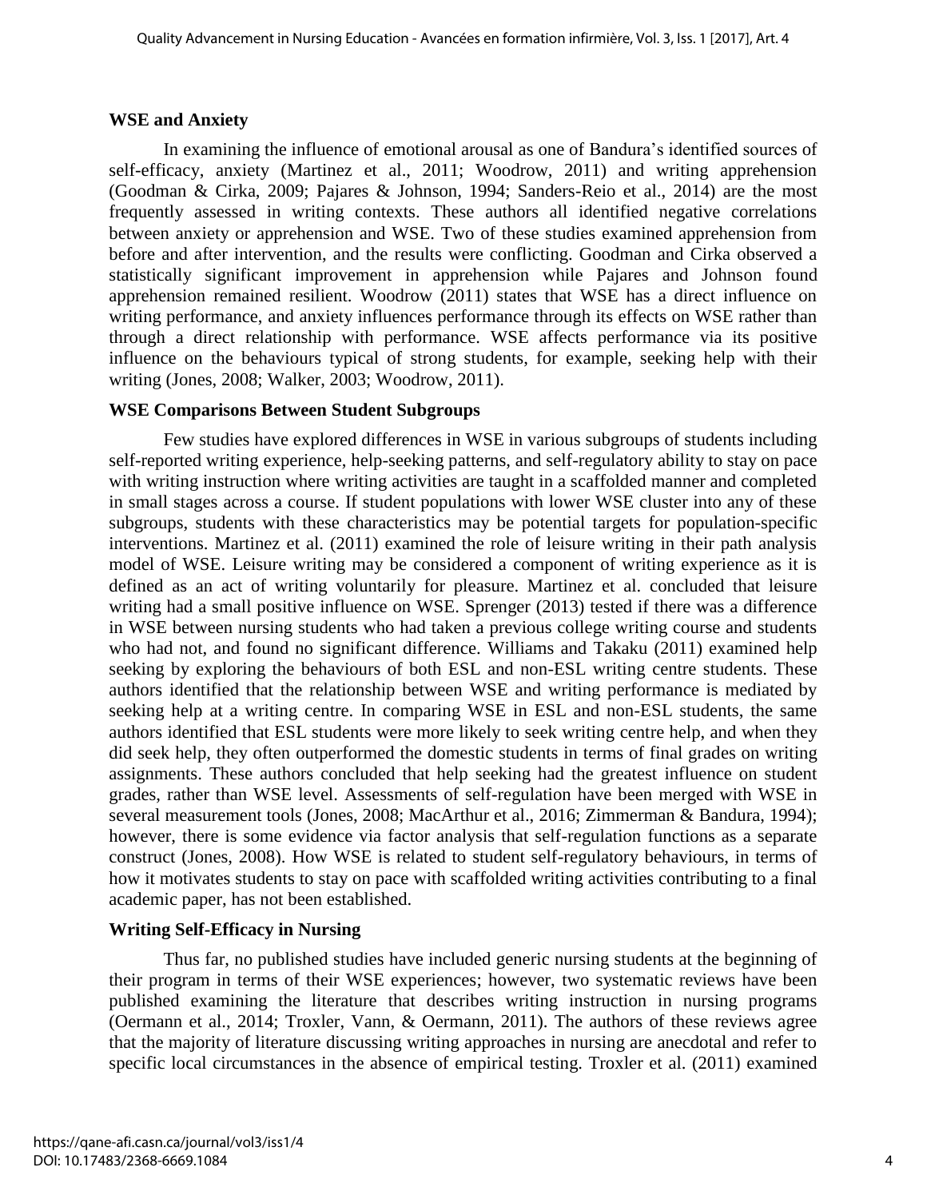### WSE and Anxiety

In examining the influence of emotional arousal as one of Bandura's identified sources of self-efficacy, anxiety (Martinez et al., 2011; Woodrow, 2011) and writing apprehension (Goodman & Cirka, 2009; Pajares & Johnson, 1994; Sanders-Reio et al., 2014) are the most frequently assessed in writing contexts. These authors all identified negative correlations between anxiety or apprehension and WSE. Two of these studies examined apprehension from before and after intervention, and the results were conflicting. Goodman and Cirka observed a statistically significant improvement in apprehension while Pajares and Johnson found apprehension remained resilient. Woodrow (2011) states that WSE has a direct influence on writing performance, and anxiety influences performance through its effects on WSE rather than through a direct relationship with performance. WSE affects performance via its positive influence on the behaviours typical of strong students, for example, seeking help with their writing (Jones, 2008; Walker, 2003; Woodrow, 2011).

### WSE Comparisons Between Student Subgroups

Few studies have explored differences in WSE in various subgroups of students including self-reported writing experience, help-seeking patterns, and self-regulatory ability to stay on pace with writing instruction where writing activities are taught in a scaffolded manner and completed in small stages across a course. If student populations with lower WSE cluster into any of these subgroups, students with these characteristics may be potential targets for population-specific interventions. Martinez et al. (2011) examined the role of leisure writing in their path analysis model of WSE. Leisure writing may be considered a component of writing experience as it is defined as an act of writing voluntarily for pleasure. Martinez et al. concluded that leisure writing had a small positive influence on WSE. Sprenger (2013) tested if there was a difference in WSE between nursing students who had taken a previous college writing course and students who had not, and found no significant difference. Williams and Takaku (2011) examined help seeking by exploring the behaviours of both ESL and non-ESL writing centre students. These authors identified that the relationship between WSE and writing performance is mediated by seeking help at a writing centre. In comparing WSE in ESL and non-ESL students, the same authors identified that ESL students were more likely to seek writing centre help, and when they did seek help, they often outperformed the domestic students in terms of final grades on writing assignments. These authors concluded that help seeking had the greatest influence on student grades, rather than WSE level. Assessments of self-regulation have been merged with WSE in several measurement tools (Jones, 2008; MacArthur et al., 2016; Zimmerman & Bandura, 1994); however, there is some evidence via factor analysis that self-regulation functions as a separate construct (Jones, 2008). How WSE is related to student self-regulatory behaviours, in terms of how it motivates students to stay on pace with scaffolded writing activities contributing to a final academic paper, has not been established.

### Writing Self-Efficacy in Nursing

Thus far, no published studies have included generic nursing students at the beginning of their program in terms of their WSE experiences; however, two systematic reviews have been published examining the literature that describes writing instruction in nursing programs (Oermann et al., 2014; Troxler, Vann, & Oermann, 2011). The authors of these reviews agree that the majority of literature discussing writing approaches in nursing are anecdotal and refer to specific local circumstances in the absence of empirical testing. Troxler et al. (2011) examined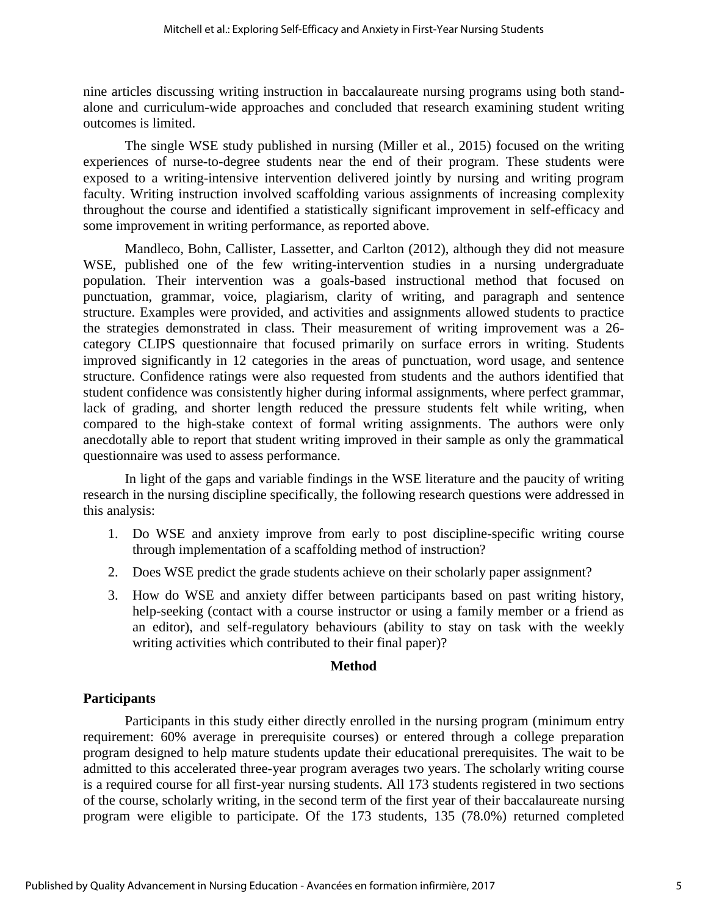nine articles discussing writing instruction in baccalaureate nursing programs using both stand-alone and curriculum-wide approaches and concluded that research examining student writing outcomes is limited.

The single WSE study published in nursing (Miller et al., 2015) focused on the writing experiences of nurse-to-degree students near the end of their program. These students were exposed to a writing-intensive intervention delivered jointly by nursing and writing program faculty. Writing instruction involved scaffolding various assignments of increasing complexity throughout the course and identified a statistically significant improvement in self-efficacy and some improvement in writing performance, as reported above.

Mandleco, Bohn, Callister, Lassetter, and Carlton (2012), although they did not measure WSE, published one of the few writing-intervention studies in a nursing undergraduate population. Their intervention was a goals-based instructional method that focused on punctuation, grammar, voice, plagiarism, clarity of writing, and paragraph and sentence structure. Examples were provided, and activities and assignments allowed students to practice the strategies demonstrated in class. Their measurement of writing improvement was a 26-category CLIPS questionnaire that focused primarily on surface errors in writing. Students improved significantly in 12 categories in the areas of punctuation, word usage, and sentence structure. Confidence ratings were also requested from students and the authors identified that student confidence was consistently higher during informal assignments, where perfect grammar, lack of grading, and shorter length reduced the pressure students felt while writing, when compared to the high-stake context of formal writing assignments. The authors were only anecdotally able to report that student writing improved in their sample as only the grammatical questionnaire was used to assess performance.

In light of the gaps and variable findings in the WSE literature and the paucity of writing research in the nursing discipline specifically, the following research questions were addressed in this analysis:

1. Do WSE and anxiety improve from early to post discipline-specific writing course through implementation of a scaffolding method of instruction?
2. Does WSE predict the grade students achieve on their scholarly paper assignment?
3. How do WSE and anxiety differ between participants based on past writing history, help-seeking (contact with a course instructor or using a family member or a friend as an editor), and self-regulatory behaviours (ability to stay on task with the weekly writing activities which contributed to their final paper)?

## Method

### Participants

Participants in this study either directly enrolled in the nursing program (minimum entry requirement: 60% average in prerequisite courses) or entered through a college preparation program designed to help mature students update their educational prerequisites. The wait to be admitted to this accelerated three-year program averages two years. The scholarly writing course is a required course for all first-year nursing students. All 173 students registered in two sections of the course, scholarly writing, in the second term of the first year of their baccalaureate nursing program were eligible to participate. Of the 173 students, 135 (78.0%) returned completed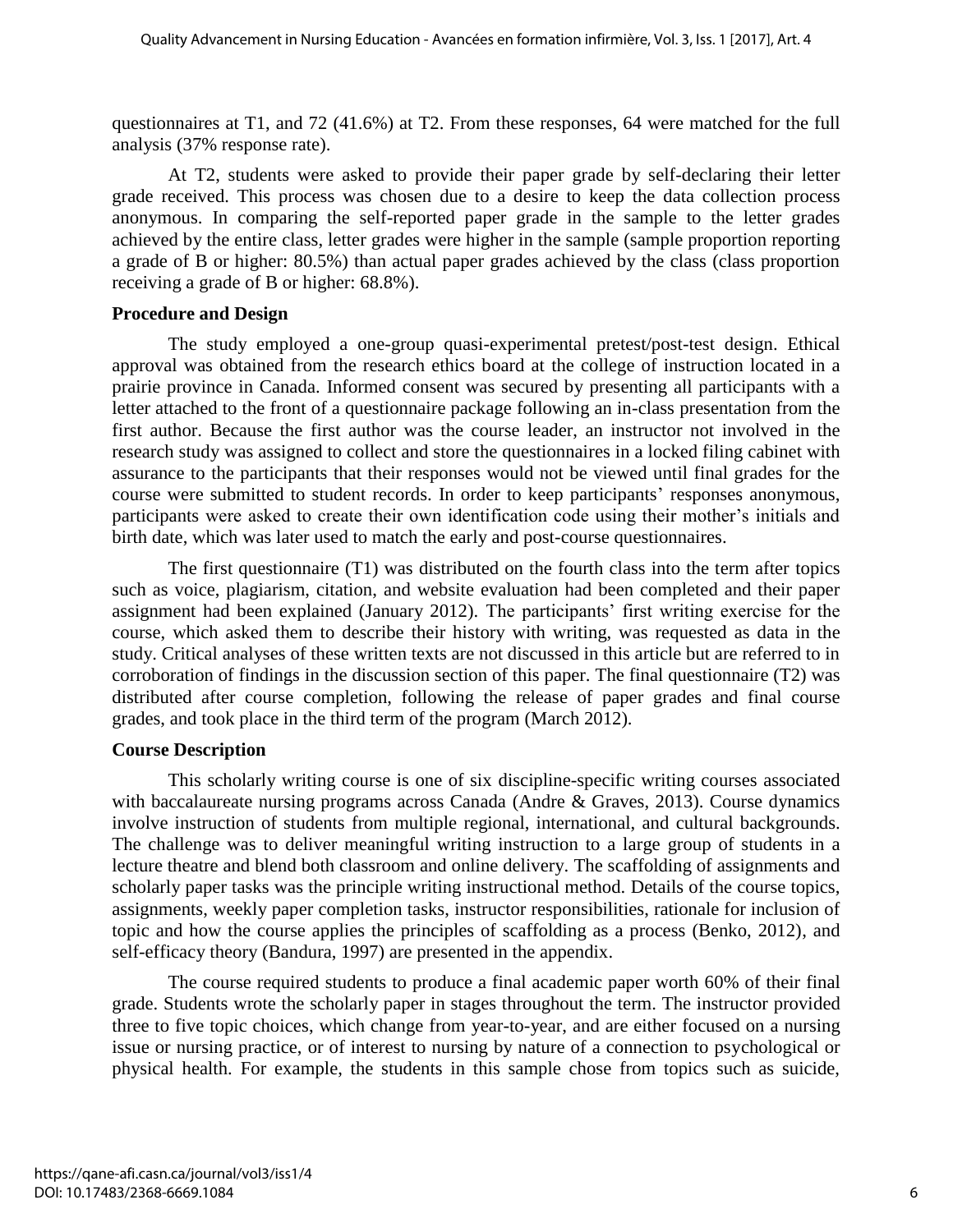questionnaires at T1, and 72 (41.6%) at T2. From these responses, 64 were matched for the full analysis (37% response rate).

At T2, students were asked to provide their paper grade by self-declaring their letter grade received. This process was chosen due to a desire to keep the data collection process anonymous. In comparing the self-reported paper grade in the sample to the letter grades achieved by the entire class, letter grades were higher in the sample (sample proportion reporting a grade of B or higher: 80.5%) than actual paper grades achieved by the class (class proportion receiving a grade of B or higher: 68.8%).

**Procedure and Design**

The study employed a one-group quasi-experimental pretest/post-test design. Ethical approval was obtained from the research ethics board at the college of instruction located in a prairie province in Canada. Informed consent was secured by presenting all participants with a letter attached to the front of a questionnaire package following an in-class presentation from the first author. Because the first author was the course leader, an instructor not involved in the research study was assigned to collect and store the questionnaires in a locked filing cabinet with assurance to the participants that their responses would not be viewed until final grades for the course were submitted to student records. In order to keep participants' responses anonymous, participants were asked to create their own identification code using their mother's initials and birth date, which was later used to match the early and post-course questionnaires.

The first questionnaire (T1) was distributed on the fourth class into the term after topics such as voice, plagiarism, citation, and website evaluation had been completed and their paper assignment had been explained (January 2012). The participants' first writing exercise for the course, which asked them to describe their history with writing, was requested as data in the study. Critical analyses of these written texts are not discussed in this article but are referred to in corroboration of findings in the discussion section of this paper. The final questionnaire (T2) was distributed after course completion, following the release of paper grades and final course grades, and took place in the third term of the program (March 2012).

**Course Description**

This scholarly writing course is one of six discipline-specific writing courses associated with baccalaureate nursing programs across Canada (Andre & Graves, 2013). Course dynamics involve instruction of students from multiple regional, international, and cultural backgrounds. The challenge was to deliver meaningful writing instruction to a large group of students in a lecture theatre and blend both classroom and online delivery. The scaffolding of assignments and scholarly paper tasks was the principle writing instructional method. Details of the course topics, assignments, weekly paper completion tasks, instructor responsibilities, rationale for inclusion of topic and how the course applies the principles of scaffolding as a process (Benko, 2012), and self-efficacy theory (Bandura, 1997) are presented in the appendix.

The course required students to produce a final academic paper worth 60% of their final grade. Students wrote the scholarly paper in stages throughout the term. The instructor provided three to five topic choices, which change from year-to-year, and are either focused on a nursing issue or nursing practice, or of interest to nursing by nature of a connection to psychological or physical health. For example, the students in this sample chose from topics such as suicide,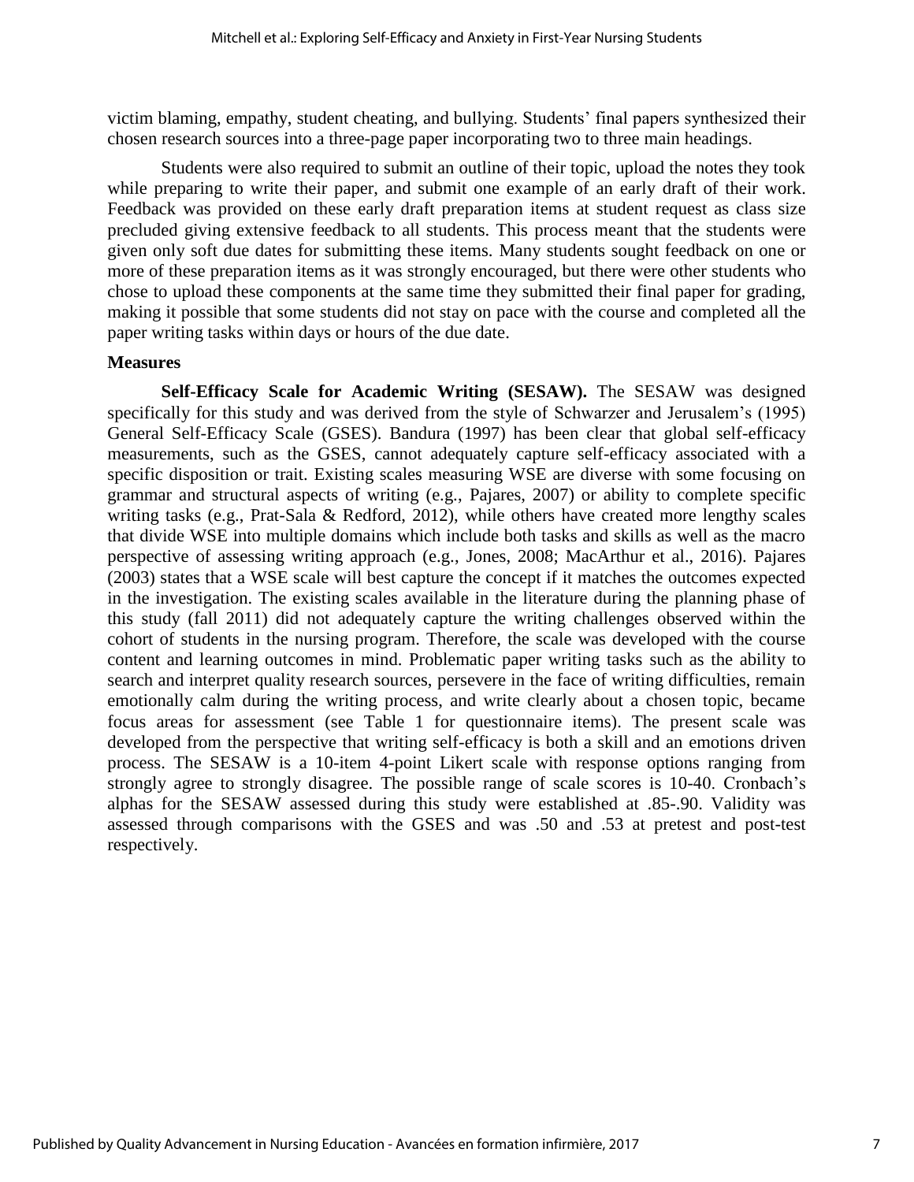victim blaming, empathy, student cheating, and bullying. Students' final papers synthesized their chosen research sources into a three-page paper incorporating two to three main headings.

Students were also required to submit an outline of their topic, upload the notes they took while preparing to write their paper, and submit one example of an early draft of their work. Feedback was provided on these early draft preparation items at student request as class size precluded giving extensive feedback to all students. This process meant that the students were given only soft due dates for submitting these items. Many students sought feedback on one or more of these preparation items as it was strongly encouraged, but there were other students who chose to upload these components at the same time they submitted their final paper for grading, making it possible that some students did not stay on pace with the course and completed all the paper writing tasks within days or hours of the due date.

### Measures

**Self-Efficacy Scale for Academic Writing (SESAW).** The SESAW was designed specifically for this study and was derived from the style of Schwarzer and Jerusalem's (1995) General Self-Efficacy Scale (GSES). Bandura (1997) has been clear that global self-efficacy measurements, such as the GSES, cannot adequately capture self-efficacy associated with a specific disposition or trait. Existing scales measuring WSE are diverse with some focusing on grammar and structural aspects of writing (e.g., Pajares, 2007) or ability to complete specific writing tasks (e.g., Prat-Sala & Redford, 2012), while others have created more lengthy scales that divide WSE into multiple domains which include both tasks and skills as well as the macro perspective of assessing writing approach (e.g., Jones, 2008; MacArthur et al., 2016). Pajares (2003) states that a WSE scale will best capture the concept if it matches the outcomes expected in the investigation. The existing scales available in the literature during the planning phase of this study (fall 2011) did not adequately capture the writing challenges observed within the cohort of students in the nursing program. Therefore, the scale was developed with the course content and learning outcomes in mind. Problematic paper writing tasks such as the ability to search and interpret quality research sources, persevere in the face of writing difficulties, remain emotionally calm during the writing process, and write clearly about a chosen topic, became focus areas for assessment (see Table 1 for questionnaire items). The present scale was developed from the perspective that writing self-efficacy is both a skill and an emotions driven process. The SESAW is a 10-item 4-point Likert scale with response options ranging from strongly agree to strongly disagree. The possible range of scale scores is 10-40. Cronbach's alphas for the SESAW assessed during this study were established at .85-.90. Validity was assessed through comparisons with the GSES and was .50 and .53 at pretest and post-test respectively.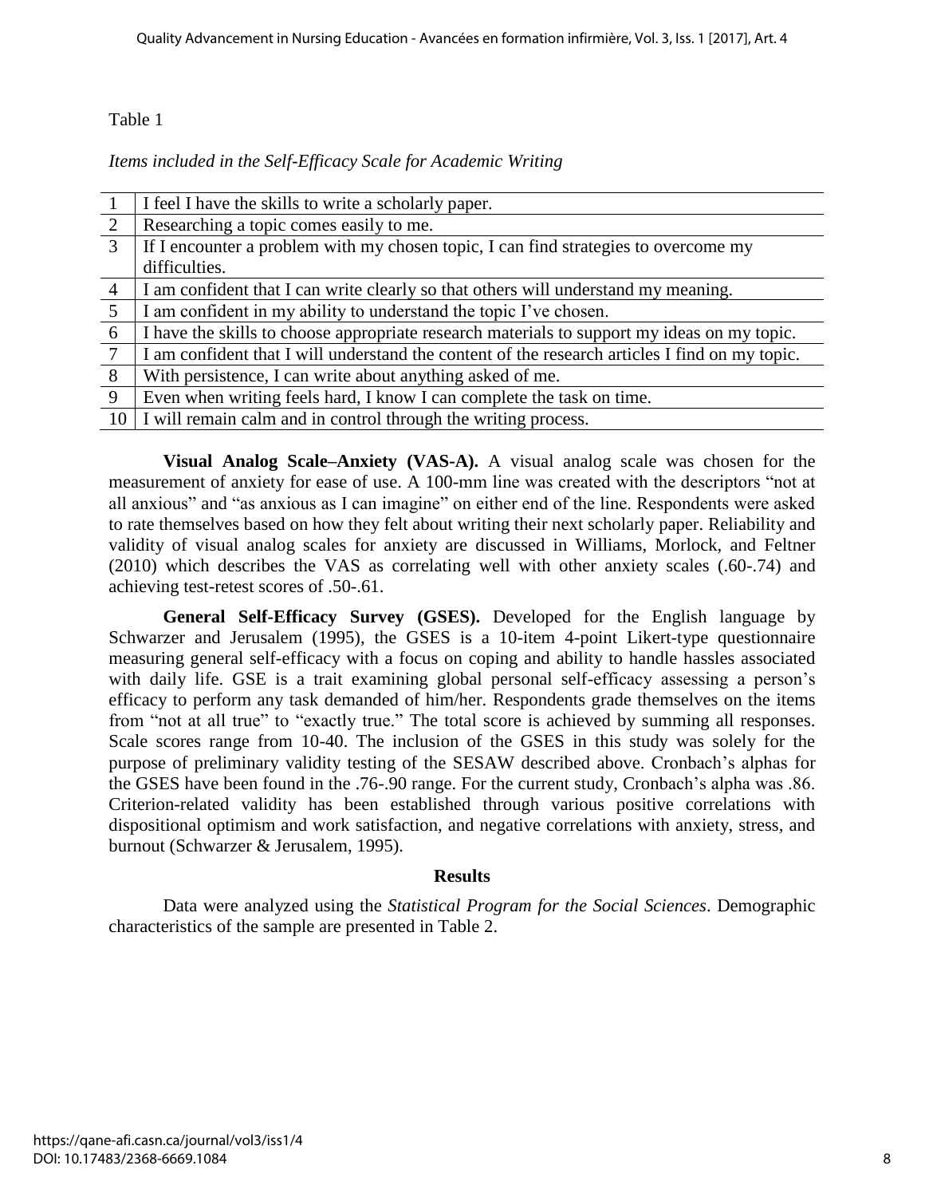Table 1

*Items included in the Self-Efficacy Scale for Academic Writing*

| | |
|---|---|
| 1 | I feel I have the skills to write a scholarly paper. |
| 2 | Researching a topic comes easily to me. |
| 3 | If I encounter a problem with my chosen topic, I can find strategies to overcome my difficulties. |
| 4 | I am confident that I can write clearly so that others will understand my meaning. |
| 5 | I am confident in my ability to understand the topic I've chosen. |
| 6 | I have the skills to choose appropriate research materials to support my ideas on my topic. |
| 7 | I am confident that I will understand the content of the research articles I find on my topic. |
| 8 | With persistence, I can write about anything asked of me. |
| 9 | Even when writing feels hard, I know I can complete the task on time. |
| 10 | I will remain calm and in control through the writing process. |

**Visual Analog Scale–Anxiety (VAS-A).** A visual analog scale was chosen for the measurement of anxiety for ease of use. A 100-mm line was created with the descriptors "not at all anxious" and "as anxious as I can imagine" on either end of the line. Respondents were asked to rate themselves based on how they felt about writing their next scholarly paper. Reliability and validity of visual analog scales for anxiety are discussed in Williams, Morlock, and Feltner (2010) which describes the VAS as correlating well with other anxiety scales (.60-.74) and achieving test-retest scores of .50-.61.

**General Self-Efficacy Survey (GSES).** Developed for the English language by Schwarzer and Jerusalem (1995), the GSES is a 10-item 4-point Likert-type questionnaire measuring general self-efficacy with a focus on coping and ability to handle hassles associated with daily life. GSE is a trait examining global personal self-efficacy assessing a person's efficacy to perform any task demanded of him/her. Respondents grade themselves on the items from "not at all true" to "exactly true." The total score is achieved by summing all responses. Scale scores range from 10-40. The inclusion of the GSES in this study was solely for the purpose of preliminary validity testing of the SESAW described above. Cronbach's alphas for the GSES have been found in the .76-.90 range. For the current study, Cronbach's alpha was .86. Criterion-related validity has been established through various positive correlations with dispositional optimism and work satisfaction, and negative correlations with anxiety, stress, and burnout (Schwarzer & Jerusalem, 1995).

## Results

Data were analyzed using the *Statistical Program for the Social Sciences*. Demographic characteristics of the sample are presented in Table 2.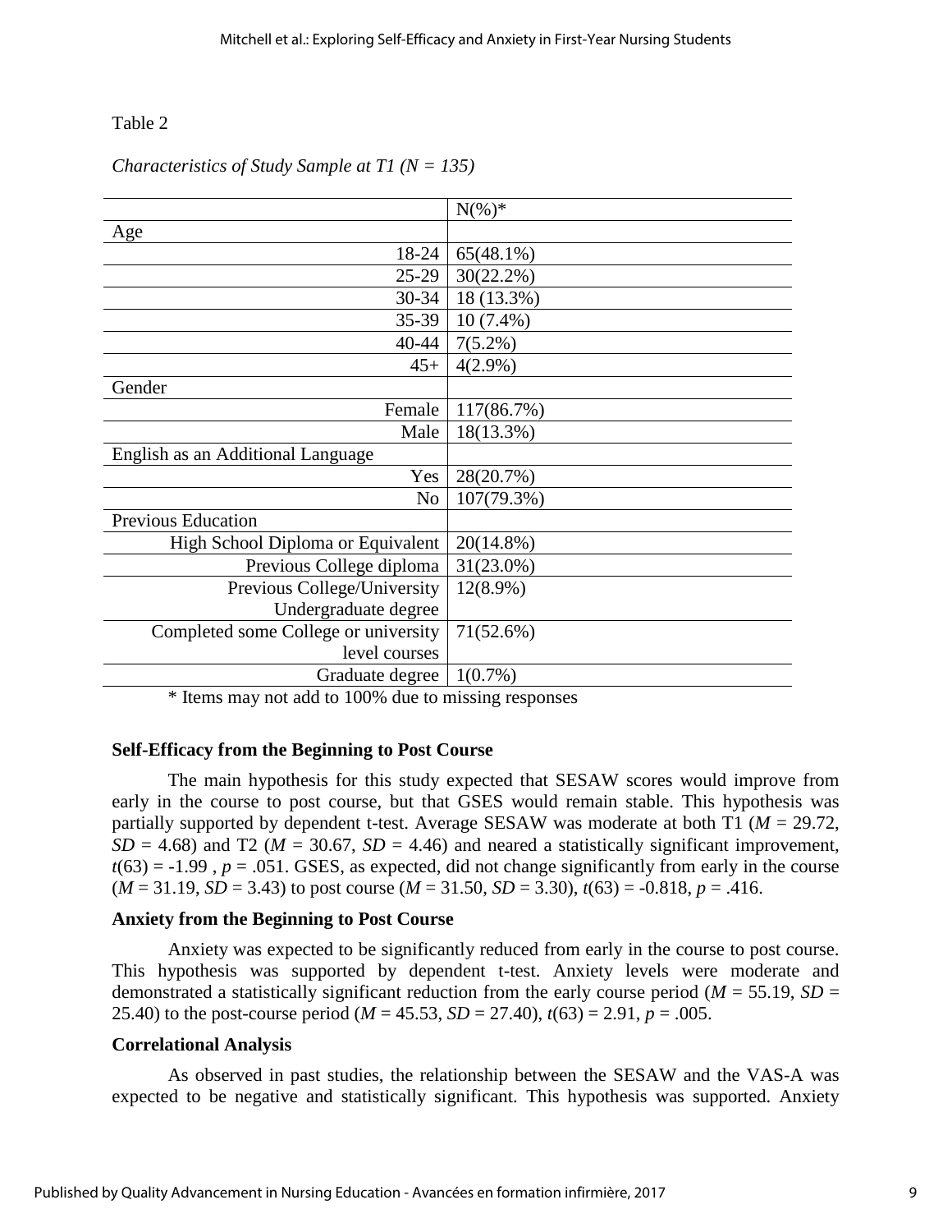Table 2

*Characteristics of Study Sample at T1 (N = 135)*

| | N(%)* |
|---|---|
| Age | |
| 18-24 | 65(48.1%) |
| 25-29 | 30(22.2%) |
| 30-34 | 18 (13.3%) |
| 35-39 | 10 (7.4%) |
| 40-44 | 7(5.2%) |
| 45+ | 4(2.9%) |
| Gender | |
| Female | 117(86.7%) |
| Male | 18(13.3%) |
| English as an Additional Language | |
| Yes | 28(20.7%) |
| No | 107(79.3%) |
| Previous Education | |
| High School Diploma or Equivalent | 20(14.8%) |
| Previous College diploma | 31(23.0%) |
| Previous College/University Undergraduate degree | 12(8.9%) |
| Completed some College or university level courses | 71(52.6%) |
| Graduate degree | 1(0.7%) |

* Items may not add to 100% due to missing responses

**Self-Efficacy from the Beginning to Post Course**

The main hypothesis for this study expected that SESAW scores would improve from early in the course to post course, but that GSES would remain stable. This hypothesis was partially supported by dependent t-test. Average SESAW was moderate at both T1 ($M = 29.72$, $SD = 4.68$) and T2 ($M = 30.67$, $SD = 4.46$) and neared a statistically significant improvement, $t(63) = -1.99$ , $p = .051$. GSES, as expected, did not change significantly from early in the course ($M = 31.19$, $SD = 3.43$) to post course ($M = 31.50$, $SD = 3.30$), $t(63) = -0.818$, $p = .416$.

**Anxiety from the Beginning to Post Course**

Anxiety was expected to be significantly reduced from early in the course to post course. This hypothesis was supported by dependent t-test. Anxiety levels were moderate and demonstrated a statistically significant reduction from the early course period ($M = 55.19$, $SD = 25.40$) to the post-course period ($M = 45.53$, $SD = 27.40$), $t(63) = 2.91$, $p = .005$.

**Correlational Analysis**

As observed in past studies, the relationship between the SESAW and the VAS-A was expected to be negative and statistically significant. This hypothesis was supported. Anxiety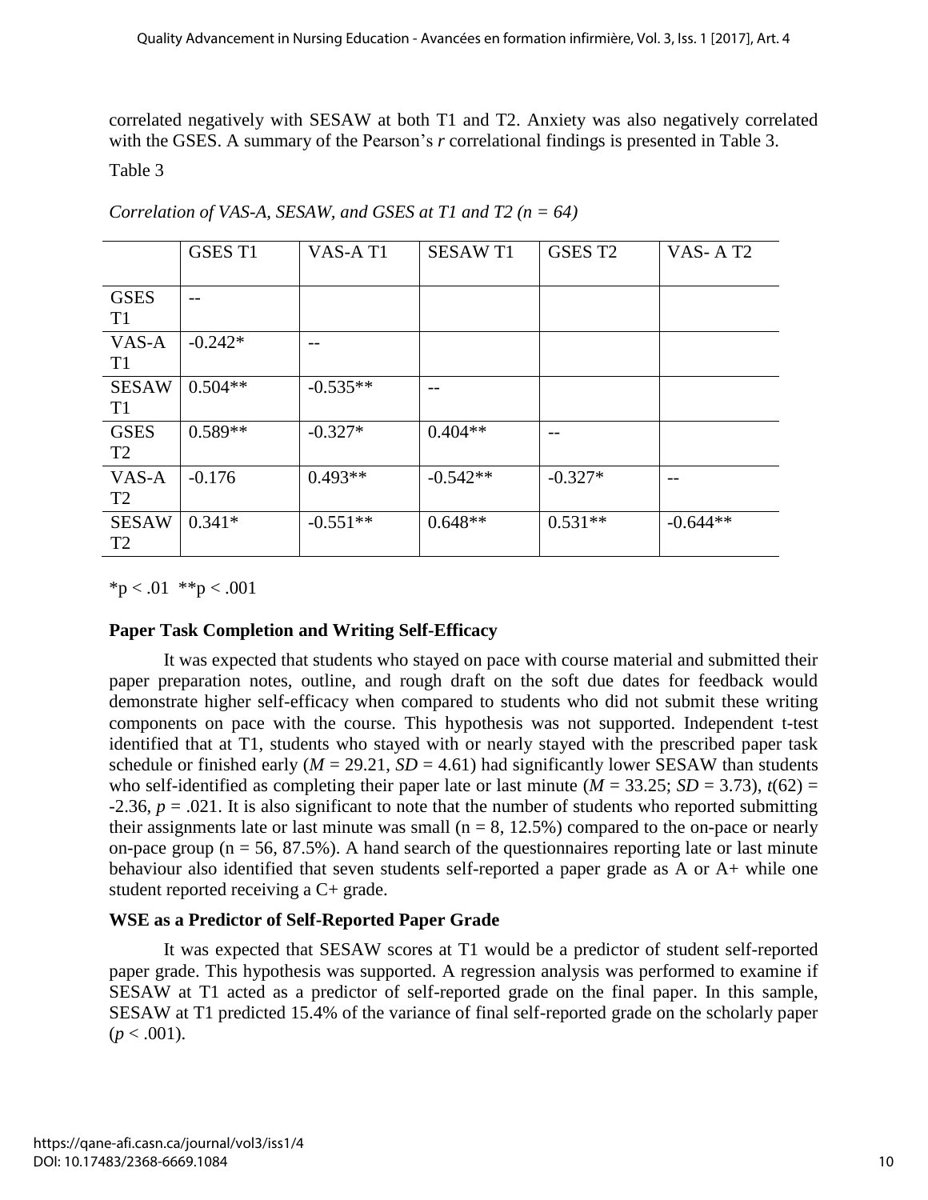correlated negatively with SESAW at both T1 and T2. Anxiety was also negatively correlated with the GSES. A summary of the Pearson's *r* correlational findings is presented in Table 3.

Table 3

*Correlation of VAS-A, SESAW, and GSES at T1 and T2 (n = 64)*

| | GSES T1 | VAS-A T1 | SESAW T1 | GSES T2 | VAS- A T2 |
|---|---|---|---|---|---|
| GSES T1 | -- | | | | |
| VAS-A T1 | -0.242* | -- | | | |
| SESAW T1 | 0.504** | -0.535** | -- | | |
| GSES T2 | 0.589** | -0.327* | 0.404** | -- | |
| VAS-A T2 | -0.176 | 0.493** | -0.542** | -0.327* | -- |
| SESAW T2 | 0.341* | -0.551** | 0.648** | 0.531** | -0.644** |

*p < .01 **p < .001

**Paper Task Completion and Writing Self-Efficacy**

It was expected that students who stayed on pace with course material and submitted their paper preparation notes, outline, and rough draft on the soft due dates for feedback would demonstrate higher self-efficacy when compared to students who did not submit these writing components on pace with the course. This hypothesis was not supported. Independent t-test identified that at T1, students who stayed with or nearly stayed with the prescribed paper task schedule or finished early ($M$ = 29.21, $SD$ = 4.61) had significantly lower SESAW than students who self-identified as completing their paper late or last minute ($M$ = 33.25; $SD$ = 3.73), $t(62)$ = -2.36, $p$ = .021. It is also significant to note that the number of students who reported submitting their assignments late or last minute was small (n = 8, 12.5%) compared to the on-pace or nearly on-pace group (n = 56, 87.5%). A hand search of the questionnaires reporting late or last minute behaviour also identified that seven students self-reported a paper grade as A or A+ while one student reported receiving a C+ grade.

**WSE as a Predictor of Self-Reported Paper Grade**

It was expected that SESAW scores at T1 would be a predictor of student self-reported paper grade. This hypothesis was supported. A regression analysis was performed to examine if SESAW at T1 acted as a predictor of self-reported grade on the final paper. In this sample, SESAW at T1 predicted 15.4% of the variance of final self-reported grade on the scholarly paper ($p < .001$).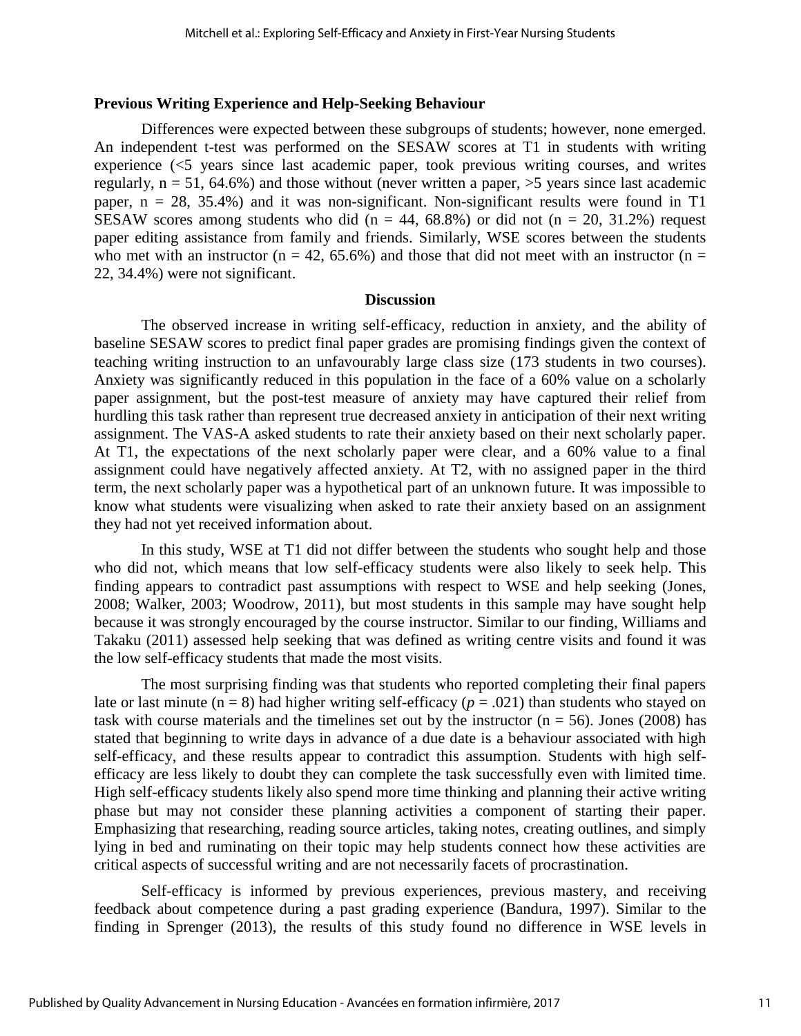### Previous Writing Experience and Help-Seeking Behaviour

Differences were expected between these subgroups of students; however, none emerged. An independent t-test was performed on the SESAW scores at T1 in students with writing experience (<5 years since last academic paper, took previous writing courses, and writes regularly, n = 51, 64.6%) and those without (never written a paper, >5 years since last academic paper, n = 28, 35.4%) and it was non-significant. Non-significant results were found in T1 SESAW scores among students who did (n = 44, 68.8%) or did not (n = 20, 31.2%) request paper editing assistance from family and friends. Similarly, WSE scores between the students who met with an instructor (n = 42, 65.6%) and those that did not meet with an instructor (n = 22, 34.4%) were not significant.

## Discussion

The observed increase in writing self-efficacy, reduction in anxiety, and the ability of baseline SESAW scores to predict final paper grades are promising findings given the context of teaching writing instruction to an unfavourably large class size (173 students in two courses). Anxiety was significantly reduced in this population in the face of a 60% value on a scholarly paper assignment, but the post-test measure of anxiety may have captured their relief from hurdling this task rather than represent true decreased anxiety in anticipation of their next writing assignment. The VAS-A asked students to rate their anxiety based on their next scholarly paper. At T1, the expectations of the next scholarly paper were clear, and a 60% value to a final assignment could have negatively affected anxiety. At T2, with no assigned paper in the third term, the next scholarly paper was a hypothetical part of an unknown future. It was impossible to know what students were visualizing when asked to rate their anxiety based on an assignment they had not yet received information about.

In this study, WSE at T1 did not differ between the students who sought help and those who did not, which means that low self-efficacy students were also likely to seek help. This finding appears to contradict past assumptions with respect to WSE and help seeking (Jones, 2008; Walker, 2003; Woodrow, 2011), but most students in this sample may have sought help because it was strongly encouraged by the course instructor. Similar to our finding, Williams and Takaku (2011) assessed help seeking that was defined as writing centre visits and found it was the low self-efficacy students that made the most visits.

The most surprising finding was that students who reported completing their final papers late or last minute (n = 8) had higher writing self-efficacy ($p = .021$) than students who stayed on task with course materials and the timelines set out by the instructor (n = 56). Jones (2008) has stated that beginning to write days in advance of a due date is a behaviour associated with high self-efficacy, and these results appear to contradict this assumption. Students with high self-efficacy are less likely to doubt they can complete the task successfully even with limited time. High self-efficacy students likely also spend more time thinking and planning their active writing phase but may not consider these planning activities a component of starting their paper. Emphasizing that researching, reading source articles, taking notes, creating outlines, and simply lying in bed and ruminating on their topic may help students connect how these activities are critical aspects of successful writing and are not necessarily facets of procrastination.

Self-efficacy is informed by previous experiences, previous mastery, and receiving feedback about competence during a past grading experience (Bandura, 1997). Similar to the finding in Sprenger (2013), the results of this study found no difference in WSE levels in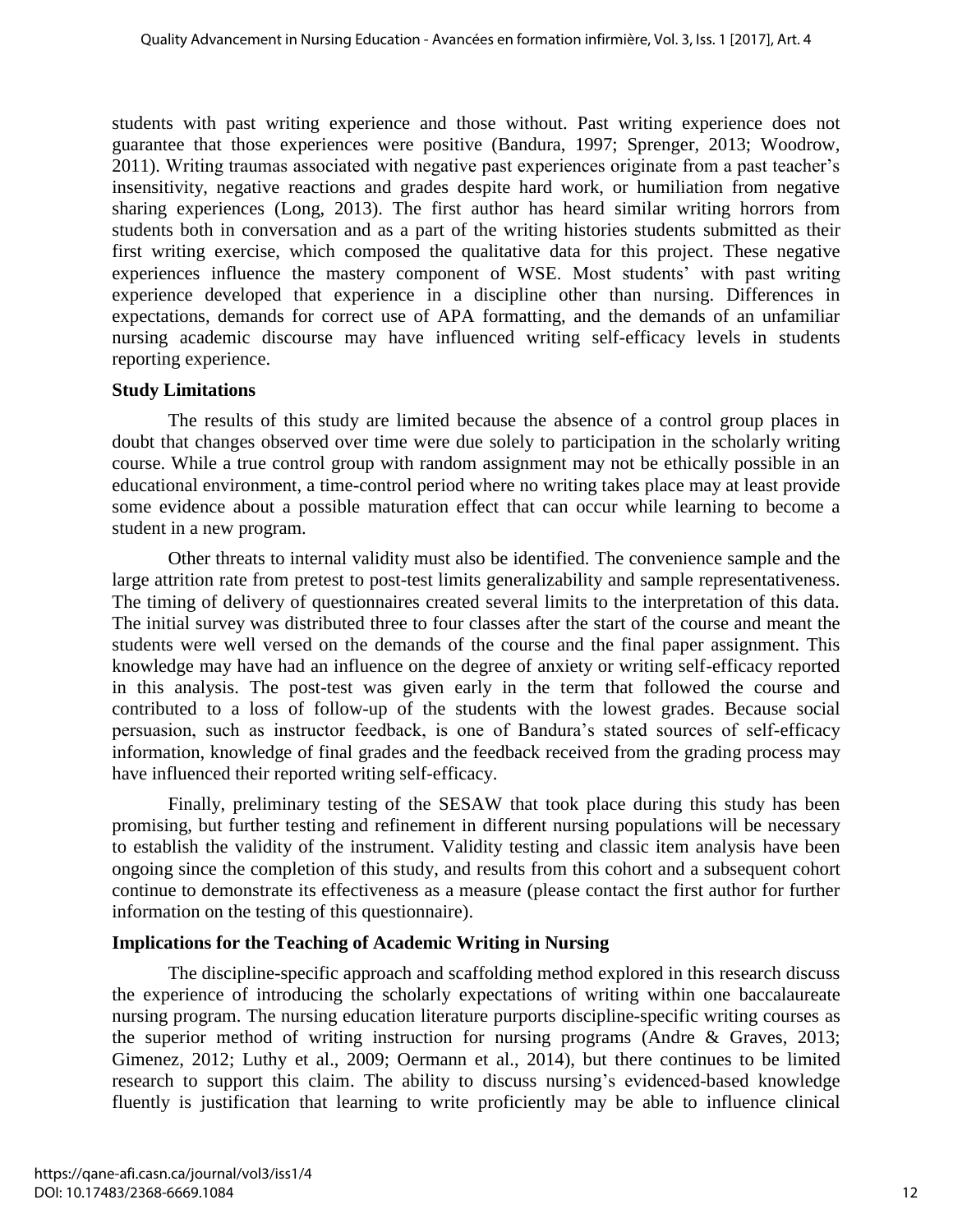students with past writing experience and those without. Past writing experience does not guarantee that those experiences were positive (Bandura, 1997; Sprenger, 2013; Woodrow, 2011). Writing traumas associated with negative past experiences originate from a past teacher's insensitivity, negative reactions and grades despite hard work, or humiliation from negative sharing experiences (Long, 2013). The first author has heard similar writing horrors from students both in conversation and as a part of the writing histories students submitted as their first writing exercise, which composed the qualitative data for this project. These negative experiences influence the mastery component of WSE. Most students' with past writing experience developed that experience in a discipline other than nursing. Differences in expectations, demands for correct use of APA formatting, and the demands of an unfamiliar nursing academic discourse may have influenced writing self-efficacy levels in students reporting experience.

### Study Limitations

The results of this study are limited because the absence of a control group places in doubt that changes observed over time were due solely to participation in the scholarly writing course. While a true control group with random assignment may not be ethically possible in an educational environment, a time-control period where no writing takes place may at least provide some evidence about a possible maturation effect that can occur while learning to become a student in a new program.

Other threats to internal validity must also be identified. The convenience sample and the large attrition rate from pretest to post-test limits generalizability and sample representativeness. The timing of delivery of questionnaires created several limits to the interpretation of this data. The initial survey was distributed three to four classes after the start of the course and meant the students were well versed on the demands of the course and the final paper assignment. This knowledge may have had an influence on the degree of anxiety or writing self-efficacy reported in this analysis. The post-test was given early in the term that followed the course and contributed to a loss of follow-up of the students with the lowest grades. Because social persuasion, such as instructor feedback, is one of Bandura's stated sources of self-efficacy information, knowledge of final grades and the feedback received from the grading process may have influenced their reported writing self-efficacy.

Finally, preliminary testing of the SESAW that took place during this study has been promising, but further testing and refinement in different nursing populations will be necessary to establish the validity of the instrument. Validity testing and classic item analysis have been ongoing since the completion of this study, and results from this cohort and a subsequent cohort continue to demonstrate its effectiveness as a measure (please contact the first author for further information on the testing of this questionnaire).

### Implications for the Teaching of Academic Writing in Nursing

The discipline-specific approach and scaffolding method explored in this research discuss the experience of introducing the scholarly expectations of writing within one baccalaureate nursing program. The nursing education literature purports discipline-specific writing courses as the superior method of writing instruction for nursing programs (Andre & Graves, 2013; Gimenez, 2012; Luthy et al., 2009; Oermann et al., 2014), but there continues to be limited research to support this claim. The ability to discuss nursing's evidenced-based knowledge fluently is justification that learning to write proficiently may be able to influence clinical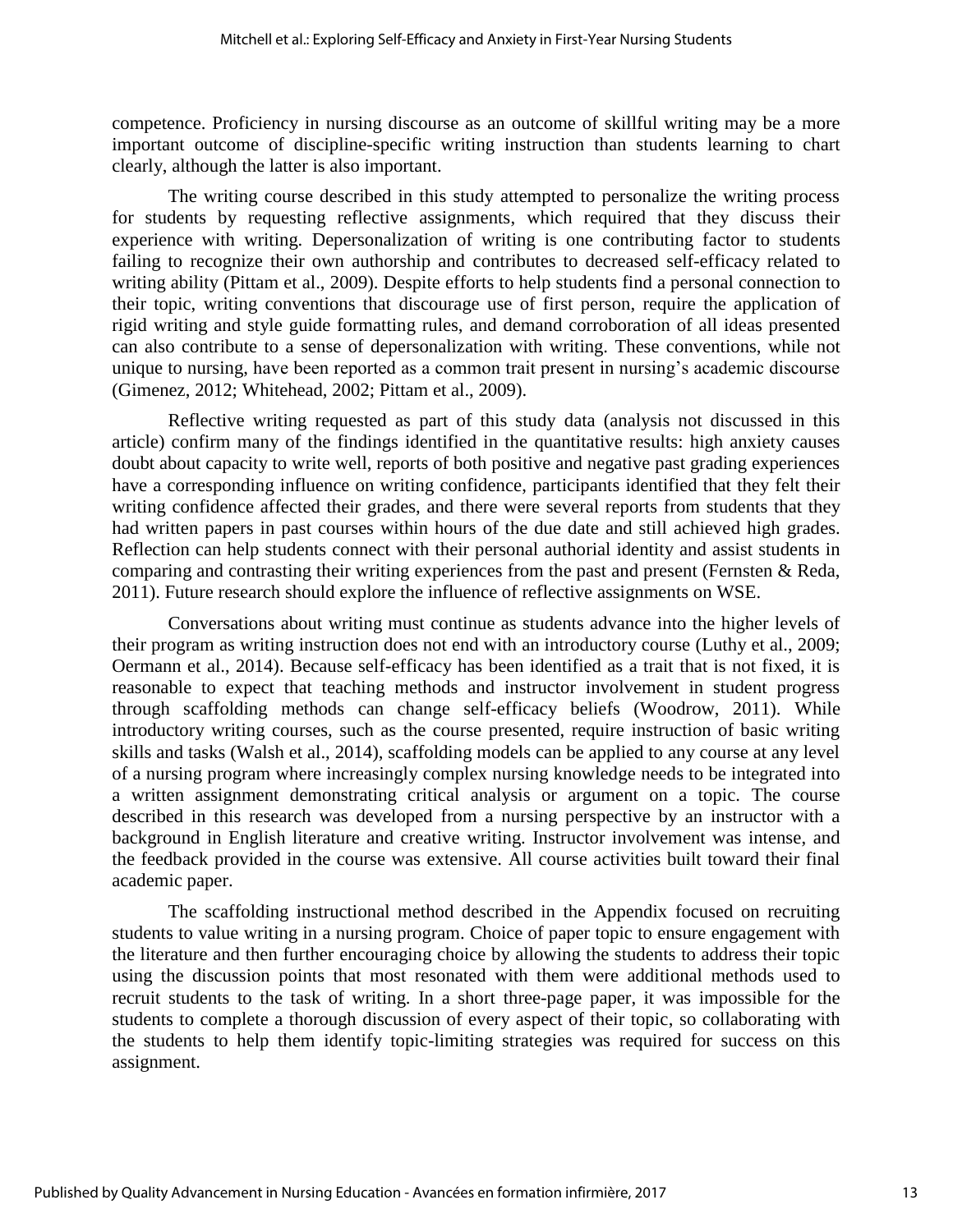competence. Proficiency in nursing discourse as an outcome of skillful writing may be a more important outcome of discipline-specific writing instruction than students learning to chart clearly, although the latter is also important.

The writing course described in this study attempted to personalize the writing process for students by requesting reflective assignments, which required that they discuss their experience with writing. Depersonalization of writing is one contributing factor to students failing to recognize their own authorship and contributes to decreased self-efficacy related to writing ability (Pittam et al., 2009). Despite efforts to help students find a personal connection to their topic, writing conventions that discourage use of first person, require the application of rigid writing and style guide formatting rules, and demand corroboration of all ideas presented can also contribute to a sense of depersonalization with writing. These conventions, while not unique to nursing, have been reported as a common trait present in nursing's academic discourse (Gimenez, 2012; Whitehead, 2002; Pittam et al., 2009).

Reflective writing requested as part of this study data (analysis not discussed in this article) confirm many of the findings identified in the quantitative results: high anxiety causes doubt about capacity to write well, reports of both positive and negative past grading experiences have a corresponding influence on writing confidence, participants identified that they felt their writing confidence affected their grades, and there were several reports from students that they had written papers in past courses within hours of the due date and still achieved high grades. Reflection can help students connect with their personal authorial identity and assist students in comparing and contrasting their writing experiences from the past and present (Fernsten & Reda, 2011). Future research should explore the influence of reflective assignments on WSE.

Conversations about writing must continue as students advance into the higher levels of their program as writing instruction does not end with an introductory course (Luthy et al., 2009; Oermann et al., 2014). Because self-efficacy has been identified as a trait that is not fixed, it is reasonable to expect that teaching methods and instructor involvement in student progress through scaffolding methods can change self-efficacy beliefs (Woodrow, 2011). While introductory writing courses, such as the course presented, require instruction of basic writing skills and tasks (Walsh et al., 2014), scaffolding models can be applied to any course at any level of a nursing program where increasingly complex nursing knowledge needs to be integrated into a written assignment demonstrating critical analysis or argument on a topic. The course described in this research was developed from a nursing perspective by an instructor with a background in English literature and creative writing. Instructor involvement was intense, and the feedback provided in the course was extensive. All course activities built toward their final academic paper.

The scaffolding instructional method described in the Appendix focused on recruiting students to value writing in a nursing program. Choice of paper topic to ensure engagement with the literature and then further encouraging choice by allowing the students to address their topic using the discussion points that most resonated with them were additional methods used to recruit students to the task of writing. In a short three-page paper, it was impossible for the students to complete a thorough discussion of every aspect of their topic, so collaborating with the students to help them identify topic-limiting strategies was required for success on this assignment.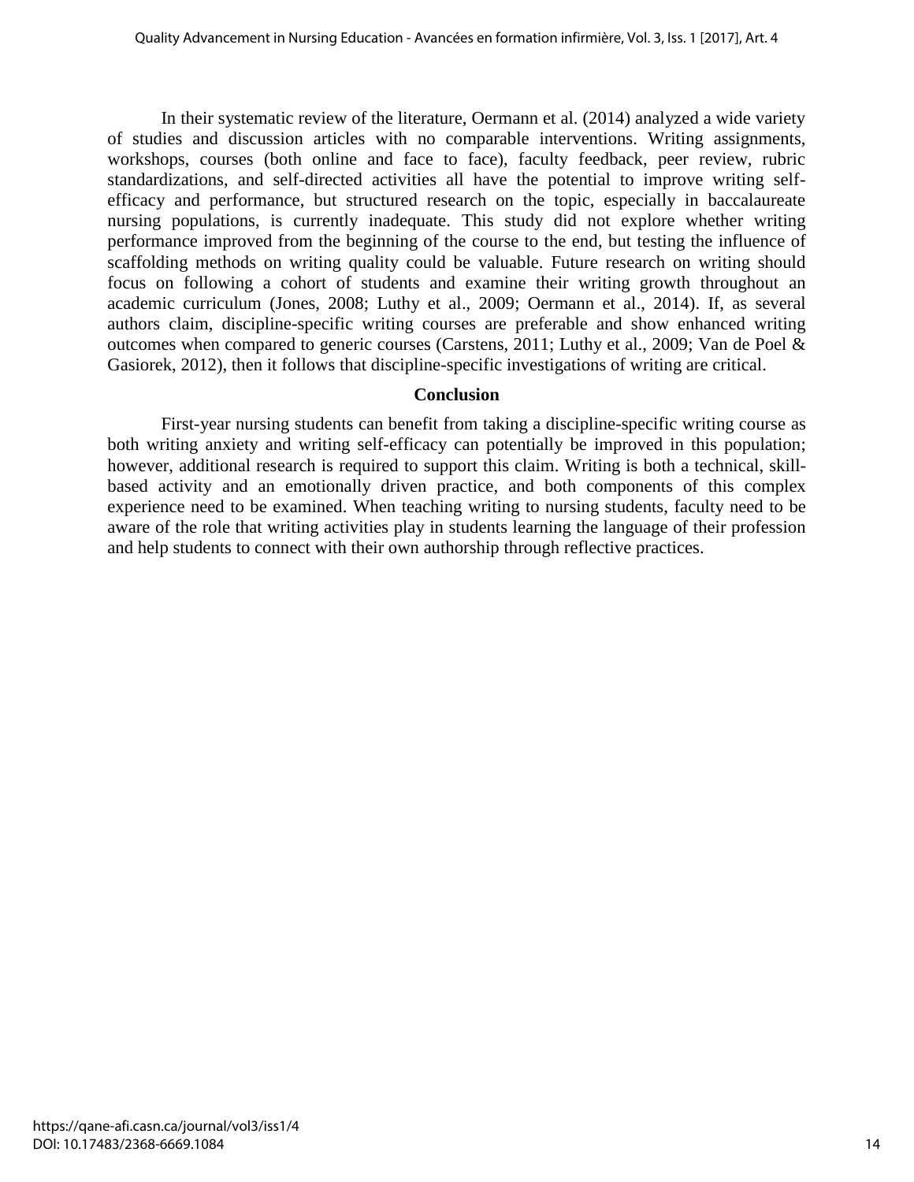In their systematic review of the literature, Oermann et al. (2014) analyzed a wide variety of studies and discussion articles with no comparable interventions. Writing assignments, workshops, courses (both online and face to face), faculty feedback, peer review, rubric standardizations, and self-directed activities all have the potential to improve writing self-efficacy and performance, but structured research on the topic, especially in baccalaureate nursing populations, is currently inadequate. This study did not explore whether writing performance improved from the beginning of the course to the end, but testing the influence of scaffolding methods on writing quality could be valuable. Future research on writing should focus on following a cohort of students and examine their writing growth throughout an academic curriculum (Jones, 2008; Luthy et al., 2009; Oermann et al., 2014). If, as several authors claim, discipline-specific writing courses are preferable and show enhanced writing outcomes when compared to generic courses (Carstens, 2011; Luthy et al., 2009; Van de Poel & Gasiorek, 2012), then it follows that discipline-specific investigations of writing are critical.

## Conclusion

First-year nursing students can benefit from taking a discipline-specific writing course as both writing anxiety and writing self-efficacy can potentially be improved in this population; however, additional research is required to support this claim. Writing is both a technical, skill-based activity and an emotionally driven practice, and both components of this complex experience need to be examined. When teaching writing to nursing students, faculty need to be aware of the role that writing activities play in students learning the language of their profession and help students to connect with their own authorship through reflective practices.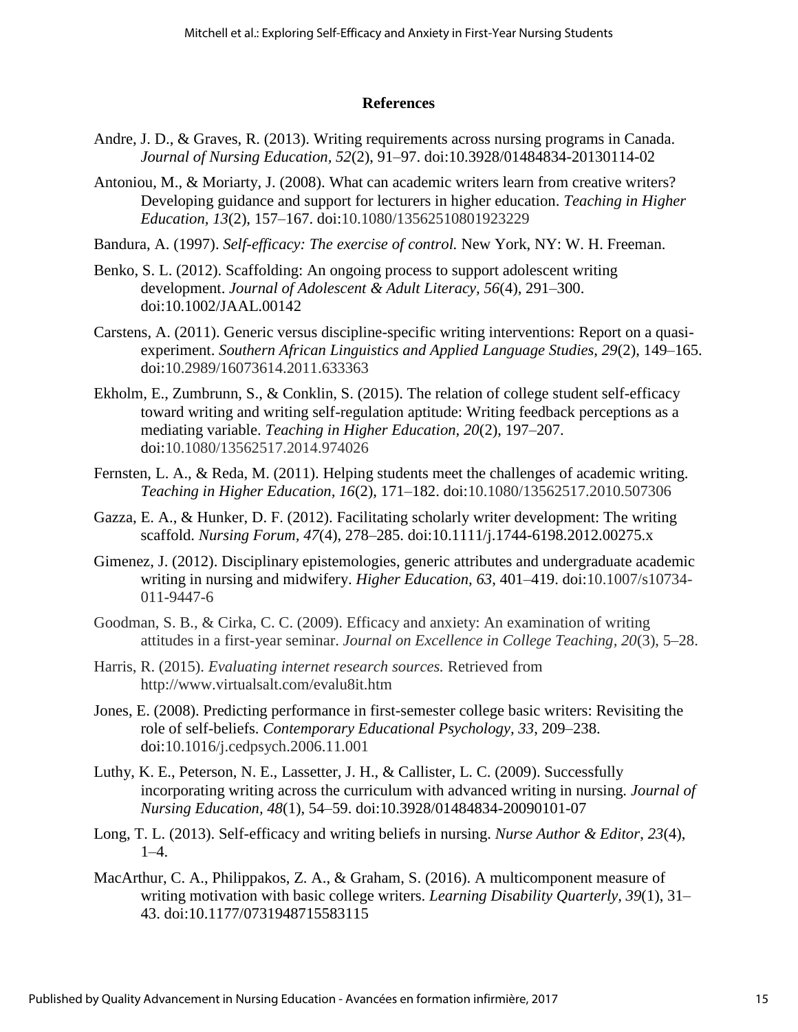## References

Andre, J. D., & Graves, R. (2013). Writing requirements across nursing programs in Canada. *Journal of Nursing Education, 52*(2), 91–97. doi:10.3928/01484834-20130114-02

Antoniou, M., & Moriarty, J. (2008). What can academic writers learn from creative writers? Developing guidance and support for lecturers in higher education. *Teaching in Higher Education, 13*(2), 157–167. doi:10.1080/13562510801923229

Bandura, A. (1997). *Self-efficacy: The exercise of control.* New York, NY: W. H. Freeman.

Benko, S. L. (2012). Scaffolding: An ongoing process to support adolescent writing development. *Journal of Adolescent & Adult Literacy, 56*(4), 291–300. doi:10.1002/JAAL.00142

Carstens, A. (2011). Generic versus discipline-specific writing interventions: Report on a quasi-experiment. *Southern African Linguistics and Applied Language Studies, 29*(2), 149–165. doi:10.2989/16073614.2011.633363

Ekholm, E., Zumbrunn, S., & Conklin, S. (2015). The relation of college student self-efficacy toward writing and writing self-regulation aptitude: Writing feedback perceptions as a mediating variable. *Teaching in Higher Education, 20*(2), 197–207. doi:10.1080/13562517.2014.974026

Fernsten, L. A., & Reda, M. (2011). Helping students meet the challenges of academic writing. *Teaching in Higher Education, 16*(2), 171–182. doi:10.1080/13562517.2010.507306

Gazza, E. A., & Hunker, D. F. (2012). Facilitating scholarly writer development: The writing scaffold. *Nursing Forum, 47*(4), 278–285. doi:10.1111/j.1744-6198.2012.00275.x

Gimenez, J. (2012). Disciplinary epistemologies, generic attributes and undergraduate academic writing in nursing and midwifery. *Higher Education, 63*, 401–419. doi:10.1007/s10734-011-9447-6

Goodman, S. B., & Cirka, C. C. (2009). Efficacy and anxiety: An examination of writing attitudes in a first-year seminar. *Journal on Excellence in College Teaching, 20*(3), 5–28.

Harris, R. (2015). *Evaluating internet research sources.* Retrieved from http://www.virtualsalt.com/evalu8it.htm

Jones, E. (2008). Predicting performance in first-semester college basic writers: Revisiting the role of self-beliefs. *Contemporary Educational Psychology, 33*, 209–238. doi:10.1016/j.cedpsych.2006.11.001

Luthy, K. E., Peterson, N. E., Lassetter, J. H., & Callister, L. C. (2009). Successfully incorporating writing across the curriculum with advanced writing in nursing. *Journal of Nursing Education, 48*(1), 54–59. doi:10.3928/01484834-20090101-07

Long, T. L. (2013). Self-efficacy and writing beliefs in nursing. *Nurse Author & Editor, 23*(4), 1–4.

MacArthur, C. A., Philippakos, Z. A., & Graham, S. (2016). A multicomponent measure of writing motivation with basic college writers. *Learning Disability Quarterly, 39*(1), 31–43. doi:10.1177/0731948715583115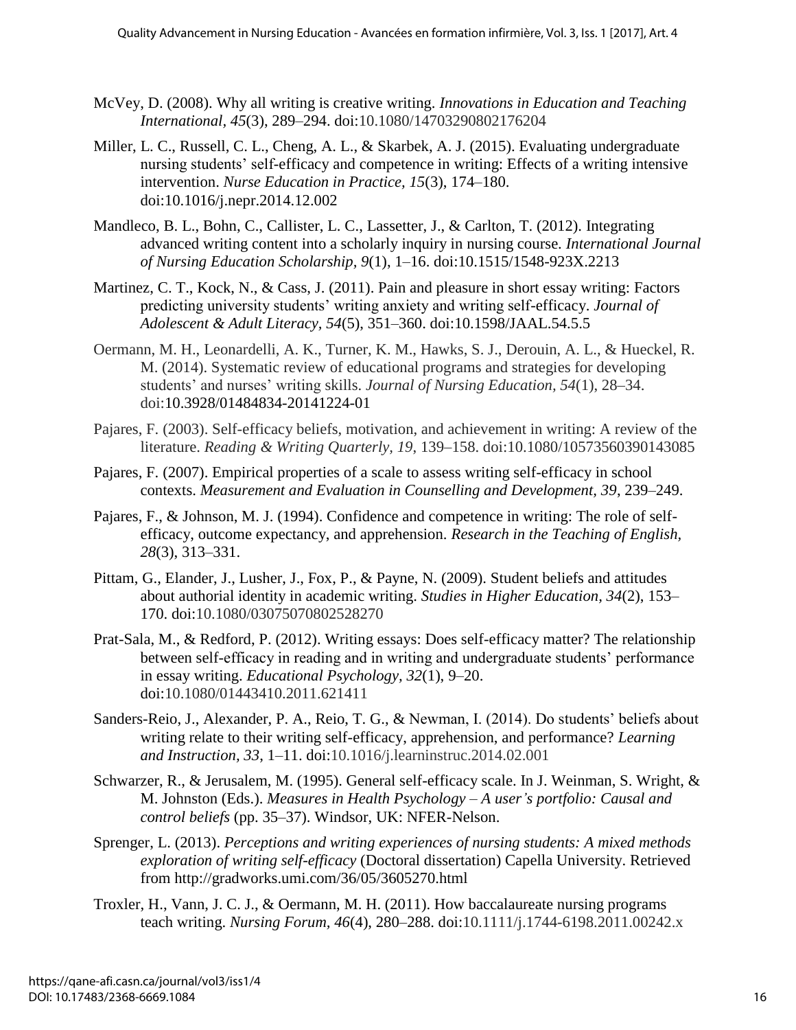McVey, D. (2008). Why all writing is creative writing. *Innovations in Education and Teaching International, 45*(3), 289–294. doi:10.1080/14703290802176204

Miller, L. C., Russell, C. L., Cheng, A. L., & Skarbek, A. J. (2015). Evaluating undergraduate nursing students' self-efficacy and competence in writing: Effects of a writing intensive intervention. *Nurse Education in Practice, 15*(3), 174–180. doi:10.1016/j.nepr.2014.12.002

Mandleco, B. L., Bohn, C., Callister, L. C., Lassetter, J., & Carlton, T. (2012). Integrating advanced writing content into a scholarly inquiry in nursing course. *International Journal of Nursing Education Scholarship, 9*(1), 1–16. doi:10.1515/1548-923X.2213

Martinez, C. T., Kock, N., & Cass, J. (2011). Pain and pleasure in short essay writing: Factors predicting university students' writing anxiety and writing self-efficacy. *Journal of Adolescent & Adult Literacy, 54*(5), 351–360. doi:10.1598/JAAL.54.5.5

Oermann, M. H., Leonardelli, A. K., Turner, K. M., Hawks, S. J., Derouin, A. L., & Hueckel, R. M. (2014). Systematic review of educational programs and strategies for developing students' and nurses' writing skills. *Journal of Nursing Education, 54*(1), 28–34. doi:10.3928/01484834-20141224-01

Pajares, F. (2003). Self-efficacy beliefs, motivation, and achievement in writing: A review of the literature. *Reading & Writing Quarterly, 19*, 139–158. doi:10.1080/10573560390143085

Pajares, F. (2007). Empirical properties of a scale to assess writing self-efficacy in school contexts. *Measurement and Evaluation in Counselling and Development, 39*, 239–249.

Pajares, F., & Johnson, M. J. (1994). Confidence and competence in writing: The role of self-efficacy, outcome expectancy, and apprehension. *Research in the Teaching of English, 28*(3), 313–331.

Pittam, G., Elander, J., Lusher, J., Fox, P., & Payne, N. (2009). Student beliefs and attitudes about authorial identity in academic writing. *Studies in Higher Education, 34*(2), 153–170. doi:10.1080/03075070802528270

Prat-Sala, M., & Redford, P. (2012). Writing essays: Does self-efficacy matter? The relationship between self-efficacy in reading and in writing and undergraduate students' performance in essay writing. *Educational Psychology, 32*(1), 9–20. doi:10.1080/01443410.2011.621411

Sanders-Reio, J., Alexander, P. A., Reio, T. G., & Newman, I. (2014). Do students' beliefs about writing relate to their writing self-efficacy, apprehension, and performance? *Learning and Instruction, 33*, 1–11. doi:10.1016/j.learninstruc.2014.02.001

Schwarzer, R., & Jerusalem, M. (1995). General self-efficacy scale. In J. Weinman, S. Wright, & M. Johnston (Eds.). *Measures in Health Psychology – A user's portfolio: Causal and control beliefs* (pp. 35–37). Windsor, UK: NFER-Nelson.

Sprenger, L. (2013). *Perceptions and writing experiences of nursing students: A mixed methods exploration of writing self-efficacy* (Doctoral dissertation) Capella University. Retrieved from http://gradworks.umi.com/36/05/3605270.html

Troxler, H., Vann, J. C. J., & Oermann, M. H. (2011). How baccalaureate nursing programs teach writing. *Nursing Forum, 46*(4), 280–288. doi:10.1111/j.1744-6198.2011.00242.x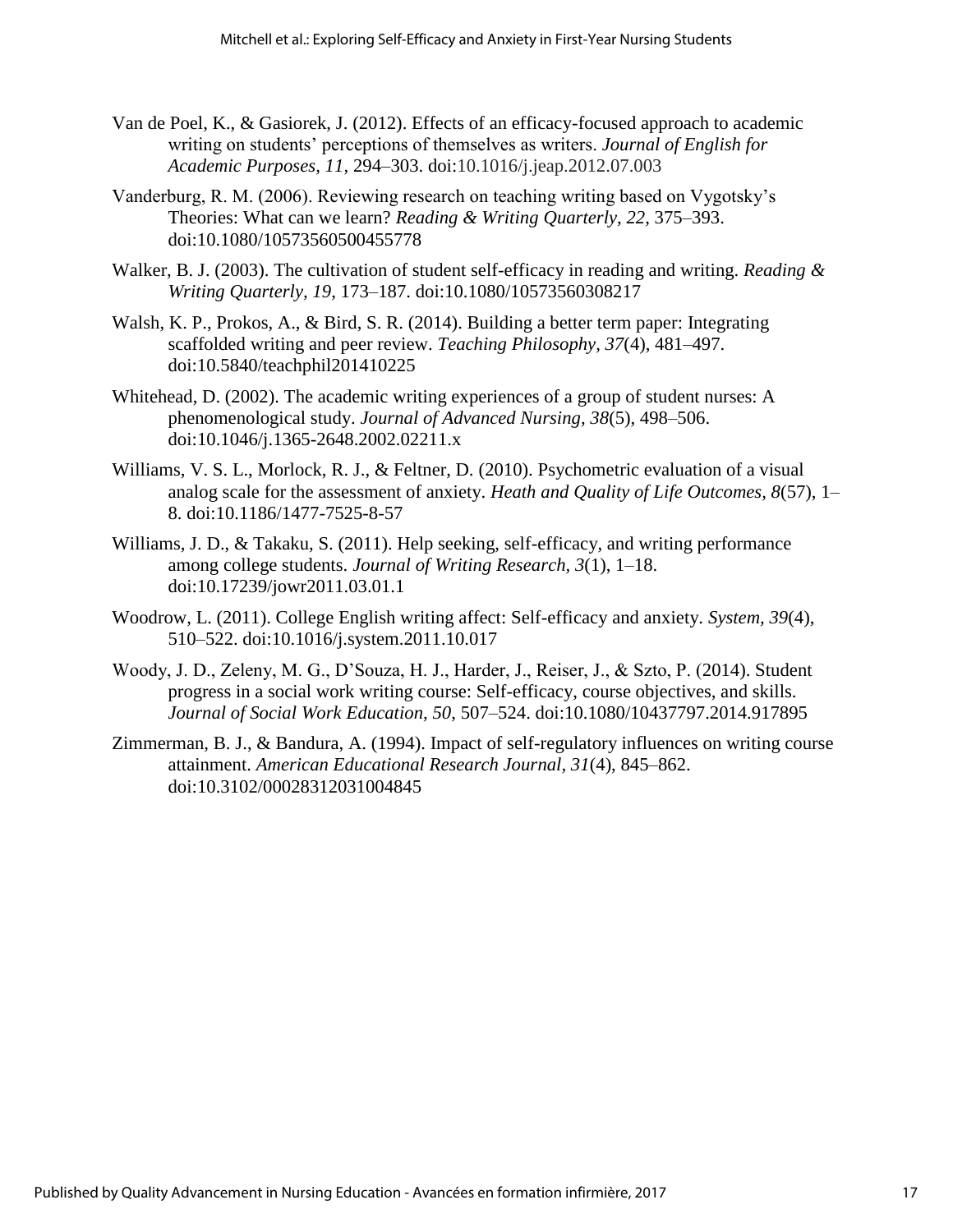Van de Poel, K., & Gasiorek, J. (2012). Effects of an efficacy-focused approach to academic writing on students' perceptions of themselves as writers. *Journal of English for Academic Purposes, 11*, 294–303. doi:10.1016/j.jeap.2012.07.003

Vanderburg, R. M. (2006). Reviewing research on teaching writing based on Vygotsky's Theories: What can we learn? *Reading & Writing Quarterly, 22*, 375–393. doi:10.1080/10573560500455778

Walker, B. J. (2003). The cultivation of student self-efficacy in reading and writing. *Reading & Writing Quarterly, 19*, 173–187. doi:10.1080/10573560308217

Walsh, K. P., Prokos, A., & Bird, S. R. (2014). Building a better term paper: Integrating scaffolded writing and peer review. *Teaching Philosophy, 37*(4), 481–497. doi:10.5840/teachphil201410225

Whitehead, D. (2002). The academic writing experiences of a group of student nurses: A phenomenological study. *Journal of Advanced Nursing, 38*(5), 498–506. doi:10.1046/j.1365-2648.2002.02211.x

Williams, V. S. L., Morlock, R. J., & Feltner, D. (2010). Psychometric evaluation of a visual analog scale for the assessment of anxiety. *Heath and Quality of Life Outcomes, 8*(57), 1–8. doi:10.1186/1477-7525-8-57

Williams, J. D., & Takaku, S. (2011). Help seeking, self-efficacy, and writing performance among college students. *Journal of Writing Research, 3*(1), 1–18. doi:10.17239/jowr2011.03.01.1

Woodrow, L. (2011). College English writing affect: Self-efficacy and anxiety. *System, 39*(4), 510–522. doi:10.1016/j.system.2011.10.017

Woody, J. D., Zeleny, M. G., D'Souza, H. J., Harder, J., Reiser, J., & Szto, P. (2014). Student progress in a social work writing course: Self-efficacy, course objectives, and skills. *Journal of Social Work Education, 50*, 507–524. doi:10.1080/10437797.2014.917895

Zimmerman, B. J., & Bandura, A. (1994). Impact of self-regulatory influences on writing course attainment. *American Educational Research Journal, 31*(4), 845–862. doi:10.3102/00028312031004845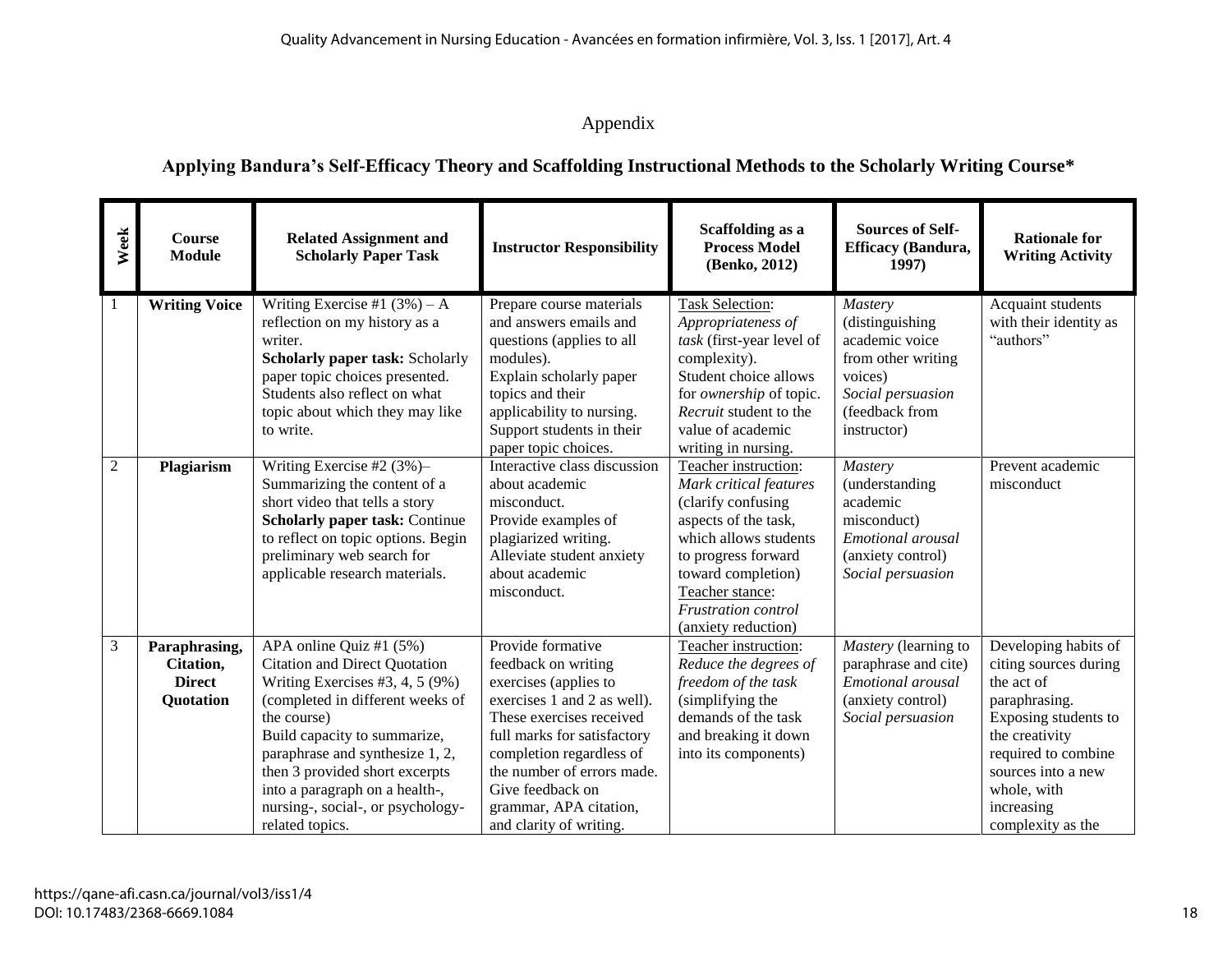## Appendix

### Applying Bandura's Self-Efficacy Theory and Scaffolding Instructional Methods to the Scholarly Writing Course*

| Week | Course Module | Related Assignment and Scholarly Paper Task | Instructor Responsibility | Scaffolding as a Process Model (Benko, 2012) | Sources of Self-Efficacy (Bandura, 1997) | Rationale for Writing Activity |
|---|---|---|---|---|---|---|
| 1 | **Writing Voice** | Writing Exercise #1 (3%) – A reflection on my history as a writer. **Scholarly paper task:** Scholarly paper topic choices presented. Students also reflect on what topic about which they may like to write. | Prepare course materials and answers emails and questions (applies to all modules). Explain scholarly paper topics and their applicability to nursing. Support students in their paper topic choices. | Task Selection: *Appropriateness of task* (first-year level of complexity). Student choice allows for *ownership* of topic. *Recruit* student to the value of academic writing in nursing. | *Mastery* (distinguishing academic voice from other writing voices) *Social persuasion* (feedback from instructor) | Acquaint students with their identity as "authors" |
| 2 | **Plagiarism** | Writing Exercise #2 (3%)– Summarizing the content of a short video that tells a story **Scholarly paper task:** Continue to reflect on topic options. Begin preliminary web search for applicable research materials. | Interactive class discussion about academic misconduct. Provide examples of plagiarized writing. Alleviate student anxiety about academic misconduct. | Teacher instruction: *Mark critical features* (clarify confusing aspects of the task, which allows students to progress forward toward completion) Teacher stance: *Frustration control* (anxiety reduction) | *Mastery* (understanding academic misconduct) *Emotional arousal* (anxiety control) *Social persuasion* | Prevent academic misconduct |
| 3 | **Paraphrasing, Citation, Direct Quotation** | APA online Quiz #1 (5%) Citation and Direct Quotation Writing Exercises #3, 4, 5 (9%) (completed in different weeks of the course) Build capacity to summarize, paraphrase and synthesize 1, 2, then 3 provided short excerpts into a paragraph on a health-, nursing-, social-, or psychology-related topics. | Provide formative feedback on writing exercises (applies to exercises 1 and 2 as well). These exercises received full marks for satisfactory completion regardless of the number of errors made. Give feedback on grammar, APA citation, and clarity of writing. | Teacher instruction: *Reduce the degrees of freedom of the task* (simplifying the demands of the task and breaking it down into its components) | *Mastery* (learning to paraphrase and cite) *Emotional arousal* (anxiety control) *Social persuasion* | Developing habits of citing sources during the act of paraphrasing. Exposing students to the creativity required to combine sources into a new whole, with increasing complexity as the |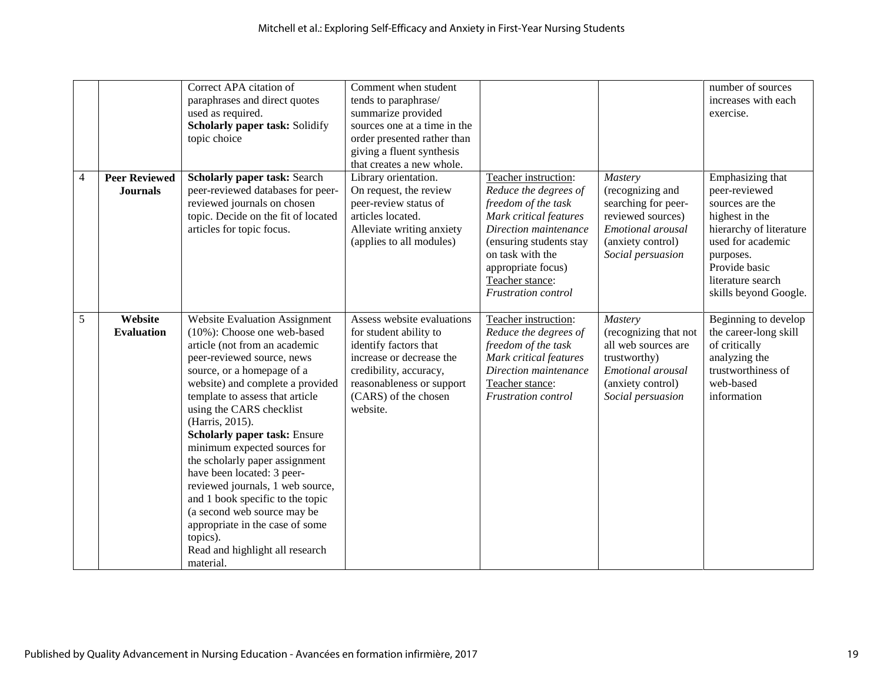| | | Correct APA citation of paraphrases and direct quotes used as required. **Scholarly paper task:** Solidify topic choice | Comment when student tends to paraphrase/ summarize provided sources one at a time in the order presented rather than giving a fluent synthesis that creates a new whole. | | | number of sources increases with each exercise. |
|---|---|---|---|---|---|---|
| 4 | **Peer Reviewed Journals** | **Scholarly paper task:** Search peer-reviewed databases for peer-reviewed journals on chosen topic. Decide on the fit of located articles for topic focus. | Library orientation. On request, the review peer-review status of articles located. Alleviate writing anxiety (applies to all modules) | Teacher instruction: *Reduce the degrees of freedom of the task* *Mark critical features* *Direction maintenance* (ensuring students stay on task with the appropriate focus) Teacher stance: *Frustration control* | *Mastery* (recognizing and searching for peer-reviewed sources) *Emotional arousal* (anxiety control) *Social persuasion* | Emphasizing that peer-reviewed sources are the highest in the hierarchy of literature used for academic purposes. Provide basic literature search skills beyond Google. |
| 5 | **Website Evaluation** | Website Evaluation Assignment (10%): Choose one web-based article (not from an academic peer-reviewed source, news source, or a homepage of a website) and complete a provided template to assess that article using the CARS checklist (Harris, 2015). **Scholarly paper task:** Ensure minimum expected sources for the scholarly paper assignment have been located: 3 peer-reviewed journals, 1 web source, and 1 book specific to the topic (a second web source may be appropriate in the case of some topics). Read and highlight all research material. | Assess website evaluations for student ability to identify factors that increase or decrease the credibility, accuracy, reasonableness or support (CARS) of the chosen website. | Teacher instruction: *Reduce the degrees of freedom of the task* *Mark critical features* *Direction maintenance* Teacher stance: *Frustration control* | *Mastery* (recognizing that not all web sources are trustworthy) *Emotional arousal* (anxiety control) *Social persuasion* | Beginning to develop the career-long skill of critically analyzing the trustworthiness of web-based information |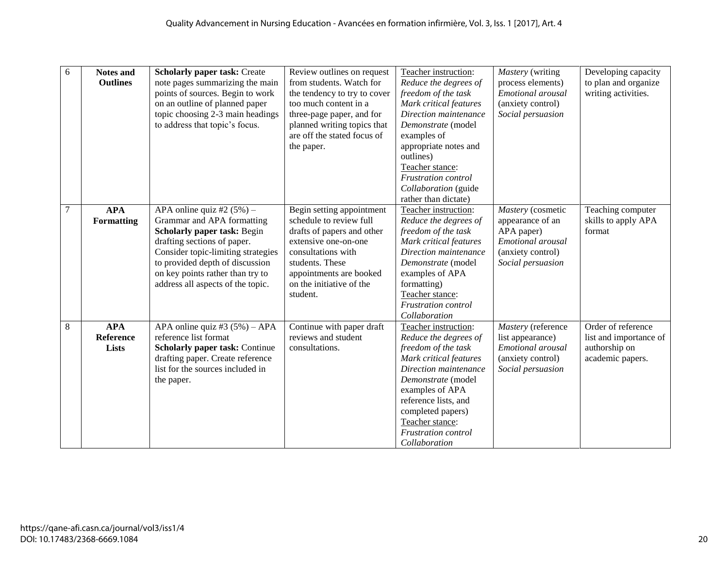| 6 | **Notes and Outlines** | **Scholarly paper task:** Create note pages summarizing the main points of sources. Begin to work on an outline of planned paper topic choosing 2-3 main headings to address that topic's focus. | Review outlines on request from students. Watch for the tendency to try to cover too much content in a three-page paper, and for planned writing topics that are off the stated focus of the paper. | Teacher instruction: *Reduce the degrees of freedom of the task* *Mark critical features* *Direction maintenance* *Demonstrate* (model examples of appropriate notes and outlines) Teacher stance: *Frustration control* *Collaboration* (guide rather than dictate) | *Mastery* (writing process elements) *Emotional arousal* (anxiety control) *Social persuasion* | Developing capacity to plan and organize writing activities. |
|---|---|---|---|---|---|---|
| 7 | **APA Formatting** | APA online quiz #2 (5%) – Grammar and APA formatting **Scholarly paper task:** Begin drafting sections of paper. Consider topic-limiting strategies to provided depth of discussion on key points rather than try to address all aspects of the topic. | Begin setting appointment schedule to review full drafts of papers and other extensive one-on-one consultations with students. These appointments are booked on the initiative of the student. | Teacher instruction: *Reduce the degrees of freedom of the task* *Mark critical features* *Direction maintenance* *Demonstrate* (model examples of APA formatting) Teacher stance: *Frustration control* *Collaboration* | *Mastery* (cosmetic appearance of an APA paper) *Emotional arousal* (anxiety control) *Social persuasion* | Teaching computer skills to apply APA format |
| 8 | **APA Reference Lists** | APA online quiz #3 (5%) – APA reference list format **Scholarly paper task:** Continue drafting paper. Create reference list for the sources included in the paper. | Continue with paper draft reviews and student consultations. | Teacher instruction: *Reduce the degrees of freedom of the task* *Mark critical features* *Direction maintenance* *Demonstrate* (model examples of APA reference lists, and completed papers) Teacher stance: *Frustration control* *Collaboration* | *Mastery* (reference list appearance) *Emotional arousal* (anxiety control) *Social persuasion* | Order of reference list and importance of authorship on academic papers. |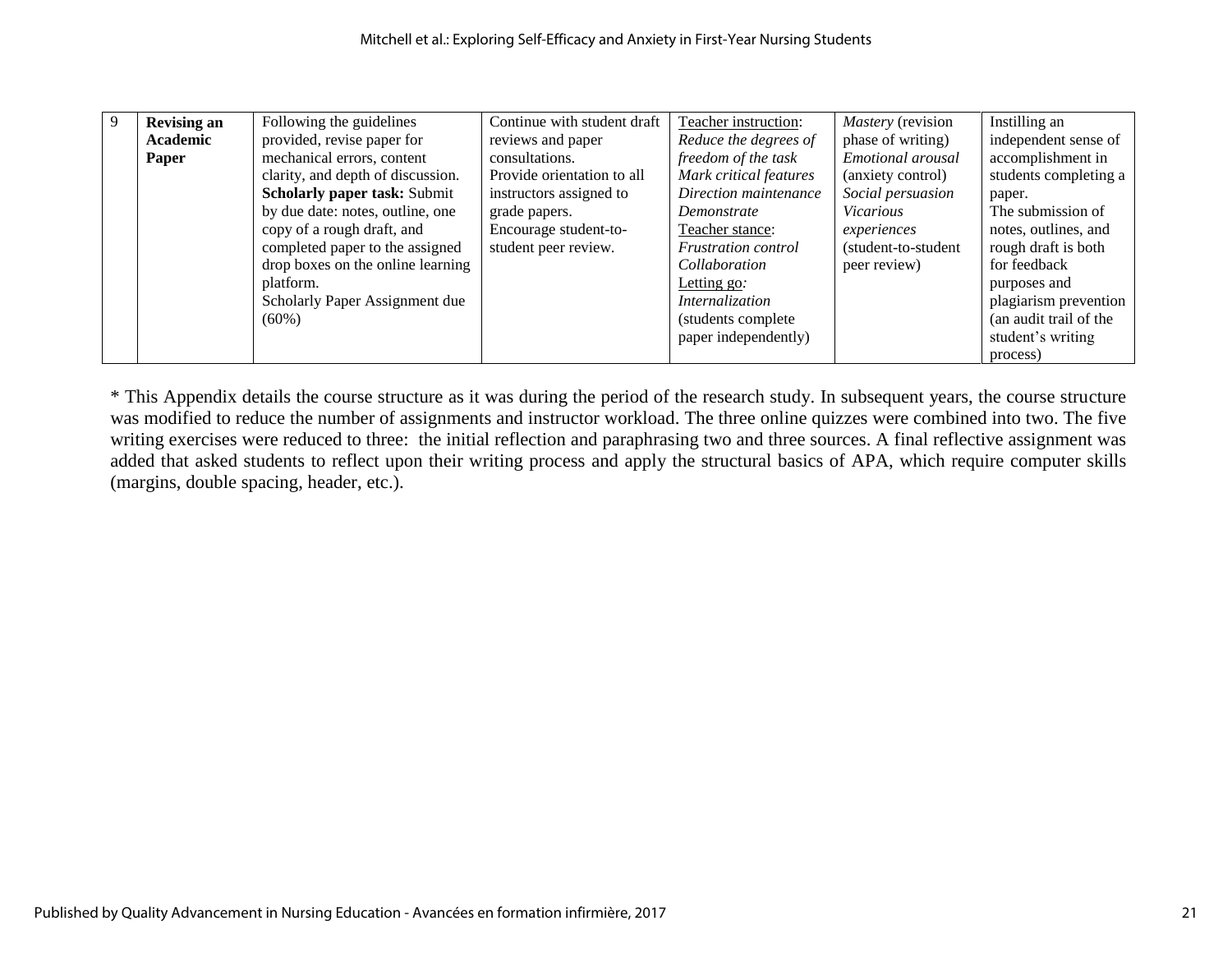| | | | | | | |
|---|---|---|---|---|---|---|
| 9 | **Revising an Academic Paper** | Following the guidelines provided, revise paper for mechanical errors, content clarity, and depth of discussion.<br>**Scholarly paper task:** Submit by due date: notes, outline, one copy of a rough draft, and completed paper to the assigned drop boxes on the online learning platform.<br>Scholarly Paper Assignment due (60%) | Continue with student draft reviews and paper consultations.<br>Provide orientation to all instructors assigned to grade papers.<br>Encourage student-to-student peer review. | Teacher instruction:<br>*Reduce the degrees of freedom of the task*<br>*Mark critical features*<br>*Direction maintenance*<br>*Demonstrate*<br>Teacher stance:<br>*Frustration control*<br>*Collaboration*<br>Letting go:<br>*Internalization* (students complete paper independently) | *Mastery* (revision phase of writing)<br>*Emotional arousal* (anxiety control)<br>*Social persuasion*<br>*Vicarious experiences* (student-to-student peer review) | Instilling an independent sense of accomplishment in students completing a paper.<br>The submission of notes, outlines, and rough draft is both for feedback purposes and plagiarism prevention (an audit trail of the student's writing process) |

* This Appendix details the course structure as it was during the period of the research study. In subsequent years, the course structure was modified to reduce the number of assignments and instructor workload. The three online quizzes were combined into two. The five writing exercises were reduced to three: the initial reflection and paraphrasing two and three sources. A final reflective assignment was added that asked students to reflect upon their writing process and apply the structural basics of APA, which require computer skills (margins, double spacing, header, etc.).